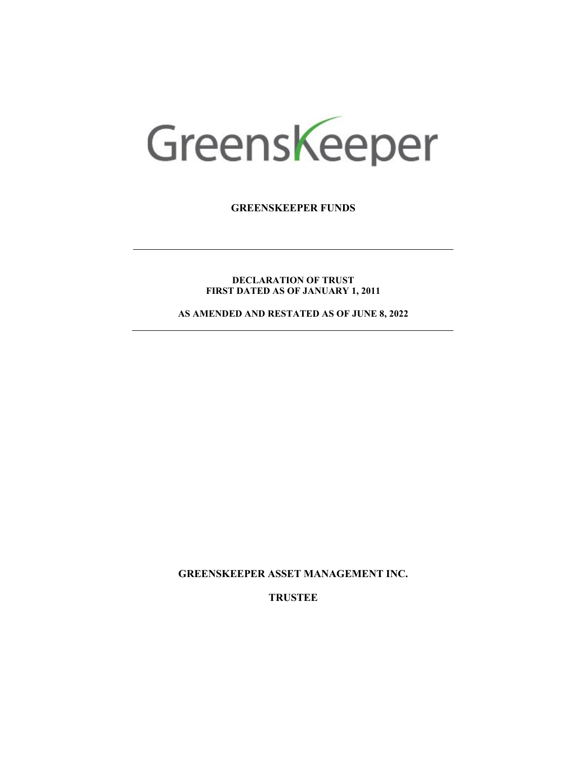GreensKeeper

**GREENSKEEPER FUNDS**

---

**DECLARATION OF TRUST**
**FIRST DATED AS OF JANUARY 1, 2011**

**AS AMENDED AND RESTATED AS OF JUNE 8, 2022**

---

**GREENSKEEPER ASSET MANAGEMENT INC.**

**TRUSTEE**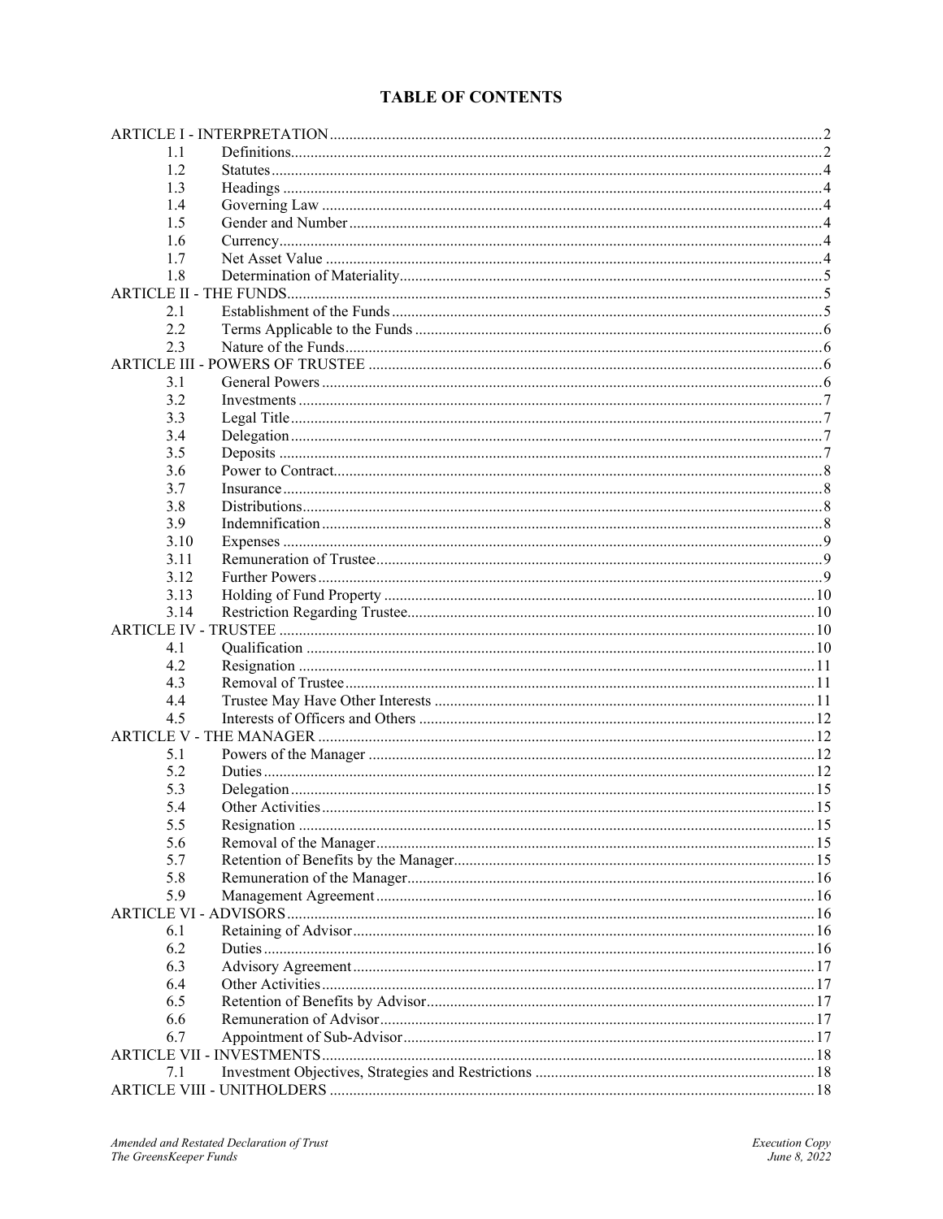# TABLE OF CONTENTS

| | | |
|---|---|---|
| ARTICLE I - INTERPRETATION | | 2 |
| 1.1 | Definitions | 2 |
| 1.2 | Statutes | 4 |
| 1.3 | Headings | 4 |
| 1.4 | Governing Law | 4 |
| 1.5 | Gender and Number | 4 |
| 1.6 | Currency | 4 |
| 1.7 | Net Asset Value | 4 |
| 1.8 | Determination of Materiality | 5 |
| ARTICLE II - THE FUNDS | | 5 |
| 2.1 | Establishment of the Funds | 5 |
| 2.2 | Terms Applicable to the Funds | 6 |
| 2.3 | Nature of the Funds | 6 |
| ARTICLE III - POWERS OF TRUSTEE | | 6 |
| 3.1 | General Powers | 6 |
| 3.2 | Investments | 7 |
| 3.3 | Legal Title | 7 |
| 3.4 | Delegation | 7 |
| 3.5 | Deposits | 7 |
| 3.6 | Power to Contract | 8 |
| 3.7 | Insurance | 8 |
| 3.8 | Distributions | 8 |
| 3.9 | Indemnification | 8 |
| 3.10 | Expenses | 9 |
| 3.11 | Remuneration of Trustee | 9 |
| 3.12 | Further Powers | 9 |
| 3.13 | Holding of Fund Property | 10 |
| 3.14 | Restriction Regarding Trustee | 10 |
| ARTICLE IV - TRUSTEE | | 10 |
| 4.1 | Qualification | 10 |
| 4.2 | Resignation | 11 |
| 4.3 | Removal of Trustee | 11 |
| 4.4 | Trustee May Have Other Interests | 11 |
| 4.5 | Interests of Officers and Others | 12 |
| ARTICLE V - THE MANAGER | | 12 |
| 5.1 | Powers of the Manager | 12 |
| 5.2 | Duties | 12 |
| 5.3 | Delegation | 15 |
| 5.4 | Other Activities | 15 |
| 5.5 | Resignation | 15 |
| 5.6 | Removal of the Manager | 15 |
| 5.7 | Retention of Benefits by the Manager | 15 |
| 5.8 | Remuneration of the Manager | 16 |
| 5.9 | Management Agreement | 16 |
| ARTICLE VI - ADVISORS | | 16 |
| 6.1 | Retaining of Advisor | 16 |
| 6.2 | Duties | 16 |
| 6.3 | Advisory Agreement | 17 |
| 6.4 | Other Activities | 17 |
| 6.5 | Retention of Benefits by Advisor | 17 |
| 6.6 | Remuneration of Advisor | 17 |
| 6.7 | Appointment of Sub-Advisor | 17 |
| ARTICLE VII - INVESTMENTS | | 18 |
| 7.1 | Investment Objectives, Strategies and Restrictions | 18 |
| ARTICLE VIII - UNITHOLDERS | | 18 |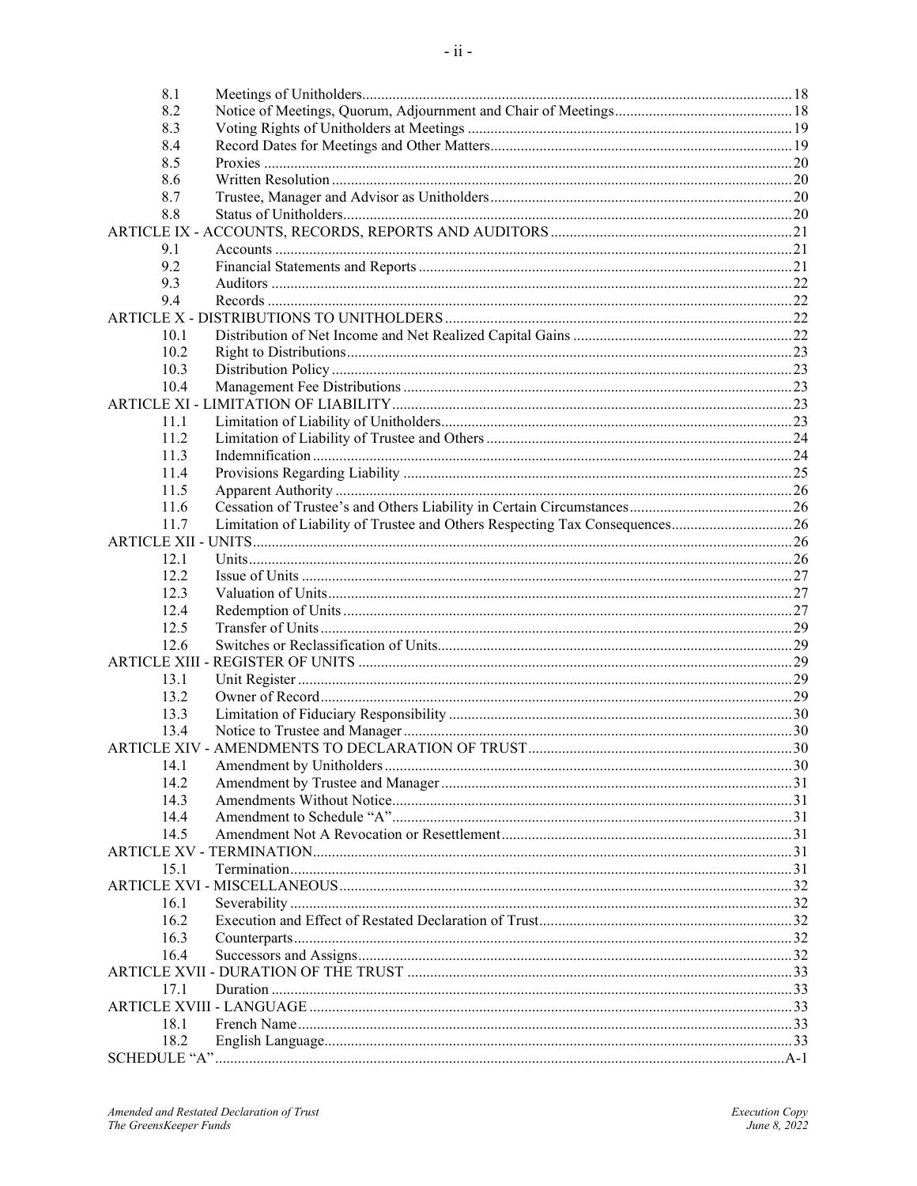| | | |
|---|---|---|
| 8.1 | Meetings of Unitholders | 18 |
| 8.2 | Notice of Meetings, Quorum, Adjournment and Chair of Meetings | 18 |
| 8.3 | Voting Rights of Unitholders at Meetings | 19 |
| 8.4 | Record Dates for Meetings and Other Matters | 19 |
| 8.5 | Proxies | 20 |
| 8.6 | Written Resolution | 20 |
| 8.7 | Trustee, Manager and Advisor as Unitholders | 20 |
| 8.8 | Status of Unitholders | 20 |
| ARTICLE IX - ACCOUNTS, RECORDS, REPORTS AND AUDITORS | | 21 |
| 9.1 | Accounts | 21 |
| 9.2 | Financial Statements and Reports | 21 |
| 9.3 | Auditors | 22 |
| 9.4 | Records | 22 |
| ARTICLE X - DISTRIBUTIONS TO UNITHOLDERS | | 22 |
| 10.1 | Distribution of Net Income and Net Realized Capital Gains | 22 |
| 10.2 | Right to Distributions | 23 |
| 10.3 | Distribution Policy | 23 |
| 10.4 | Management Fee Distributions | 23 |
| ARTICLE XI - LIMITATION OF LIABILITY | | 23 |
| 11.1 | Limitation of Liability of Unitholders | 23 |
| 11.2 | Limitation of Liability of Trustee and Others | 24 |
| 11.3 | Indemnification | 24 |
| 11.4 | Provisions Regarding Liability | 25 |
| 11.5 | Apparent Authority | 26 |
| 11.6 | Cessation of Trustee's and Others Liability in Certain Circumstances | 26 |
| 11.7 | Limitation of Liability of Trustee and Others Respecting Tax Consequences | 26 |
| ARTICLE XII - UNITS | | 26 |
| 12.1 | Units | 26 |
| 12.2 | Issue of Units | 27 |
| 12.3 | Valuation of Units | 27 |
| 12.4 | Redemption of Units | 27 |
| 12.5 | Transfer of Units | 29 |
| 12.6 | Switches or Reclassification of Units | 29 |
| ARTICLE XIII - REGISTER OF UNITS | | 29 |
| 13.1 | Unit Register | 29 |
| 13.2 | Owner of Record | 29 |
| 13.3 | Limitation of Fiduciary Responsibility | 30 |
| 13.4 | Notice to Trustee and Manager | 30 |
| ARTICLE XIV - AMENDMENTS TO DECLARATION OF TRUST | | 30 |
| 14.1 | Amendment by Unitholders | 30 |
| 14.2 | Amendment by Trustee and Manager | 31 |
| 14.3 | Amendments Without Notice | 31 |
| 14.4 | Amendment to Schedule "A" | 31 |
| 14.5 | Amendment Not A Revocation or Resettlement | 31 |
| ARTICLE XV - TERMINATION | | 31 |
| 15.1 | Termination | 31 |
| ARTICLE XVI - MISCELLANEOUS | | 32 |
| 16.1 | Severability | 32 |
| 16.2 | Execution and Effect of Restated Declaration of Trust | 32 |
| 16.3 | Counterparts | 32 |
| 16.4 | Successors and Assigns | 32 |
| ARTICLE XVII - DURATION OF THE TRUST | | 33 |
| 17.1 | Duration | 33 |
| ARTICLE XVIII - LANGUAGE | | 33 |
| 18.1 | French Name | 33 |
| 18.2 | English Language | 33 |
| SCHEDULE "A" | | A-1 |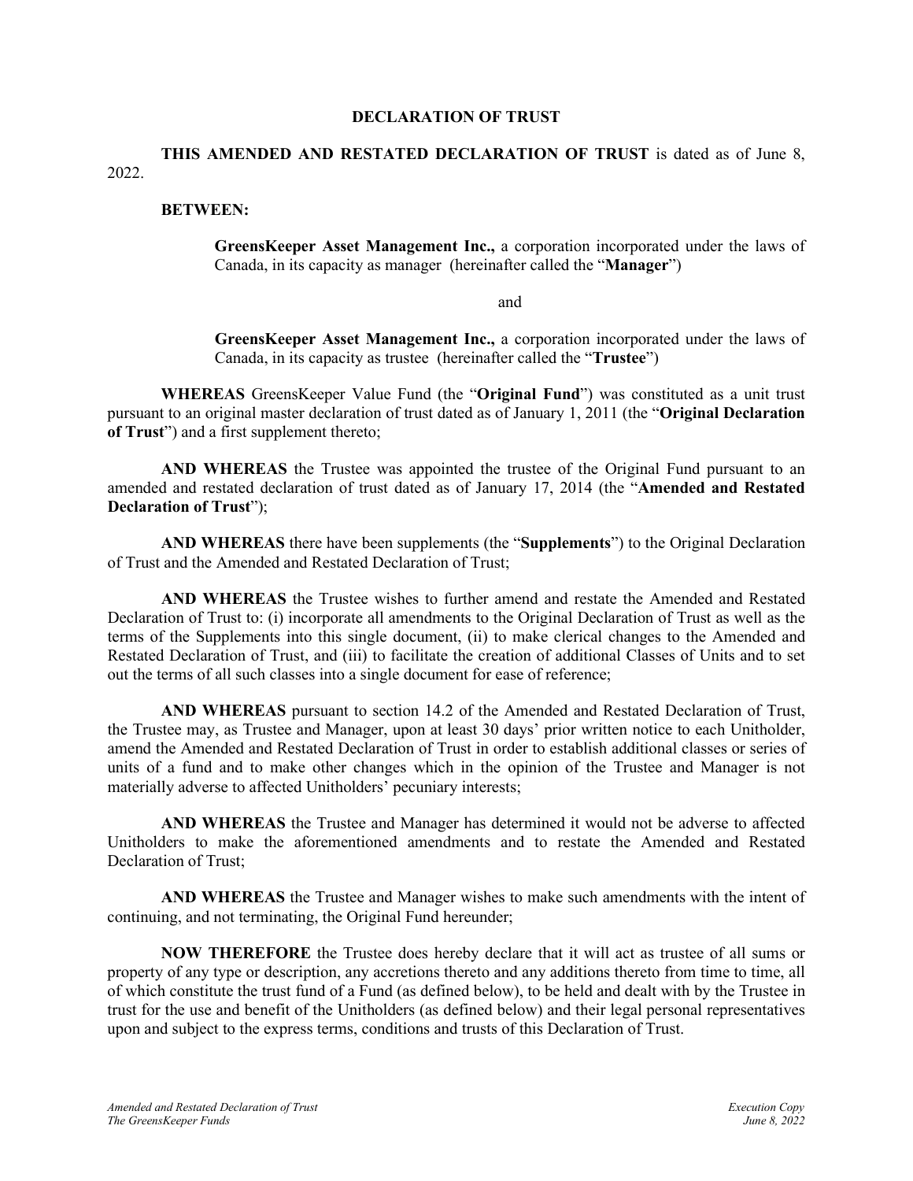# DECLARATION OF TRUST

**THIS AMENDED AND RESTATED DECLARATION OF TRUST** is dated as of June 8, 2022.

**BETWEEN:**

> **GreensKeeper Asset Management Inc.,** a corporation incorporated under the laws of Canada, in its capacity as manager (hereinafter called the "**Manager**")
>
> and
>
> **GreensKeeper Asset Management Inc.,** a corporation incorporated under the laws of Canada, in its capacity as trustee (hereinafter called the "**Trustee**")

**WHEREAS** GreensKeeper Value Fund (the "**Original Fund**") was constituted as a unit trust pursuant to an original master declaration of trust dated as of January 1, 2011 (the "**Original Declaration of Trust**") and a first supplement thereto;

**AND WHEREAS** the Trustee was appointed the trustee of the Original Fund pursuant to an amended and restated declaration of trust dated as of January 17, 2014 (the "**Amended and Restated Declaration of Trust**");

**AND WHEREAS** there have been supplements (the "**Supplements**") to the Original Declaration of Trust and the Amended and Restated Declaration of Trust;

**AND WHEREAS** the Trustee wishes to further amend and restate the Amended and Restated Declaration of Trust to: (i) incorporate all amendments to the Original Declaration of Trust as well as the terms of the Supplements into this single document, (ii) to make clerical changes to the Amended and Restated Declaration of Trust, and (iii) to facilitate the creation of additional Classes of Units and to set out the terms of all such classes into a single document for ease of reference;

**AND WHEREAS** pursuant to section 14.2 of the Amended and Restated Declaration of Trust, the Trustee may, as Trustee and Manager, upon at least 30 days' prior written notice to each Unitholder, amend the Amended and Restated Declaration of Trust in order to establish additional classes or series of units of a fund and to make other changes which in the opinion of the Trustee and Manager is not materially adverse to affected Unitholders' pecuniary interests;

**AND WHEREAS** the Trustee and Manager has determined it would not be adverse to affected Unitholders to make the aforementioned amendments and to restate the Amended and Restated Declaration of Trust;

**AND WHEREAS** the Trustee and Manager wishes to make such amendments with the intent of continuing, and not terminating, the Original Fund hereunder;

**NOW THEREFORE** the Trustee does hereby declare that it will act as trustee of all sums or property of any type or description, any accretions thereto and any additions thereto from time to time, all of which constitute the trust fund of a Fund (as defined below), to be held and dealt with by the Trustee in trust for the use and benefit of the Unitholders (as defined below) and their legal personal representatives upon and subject to the express terms, conditions and trusts of this Declaration of Trust.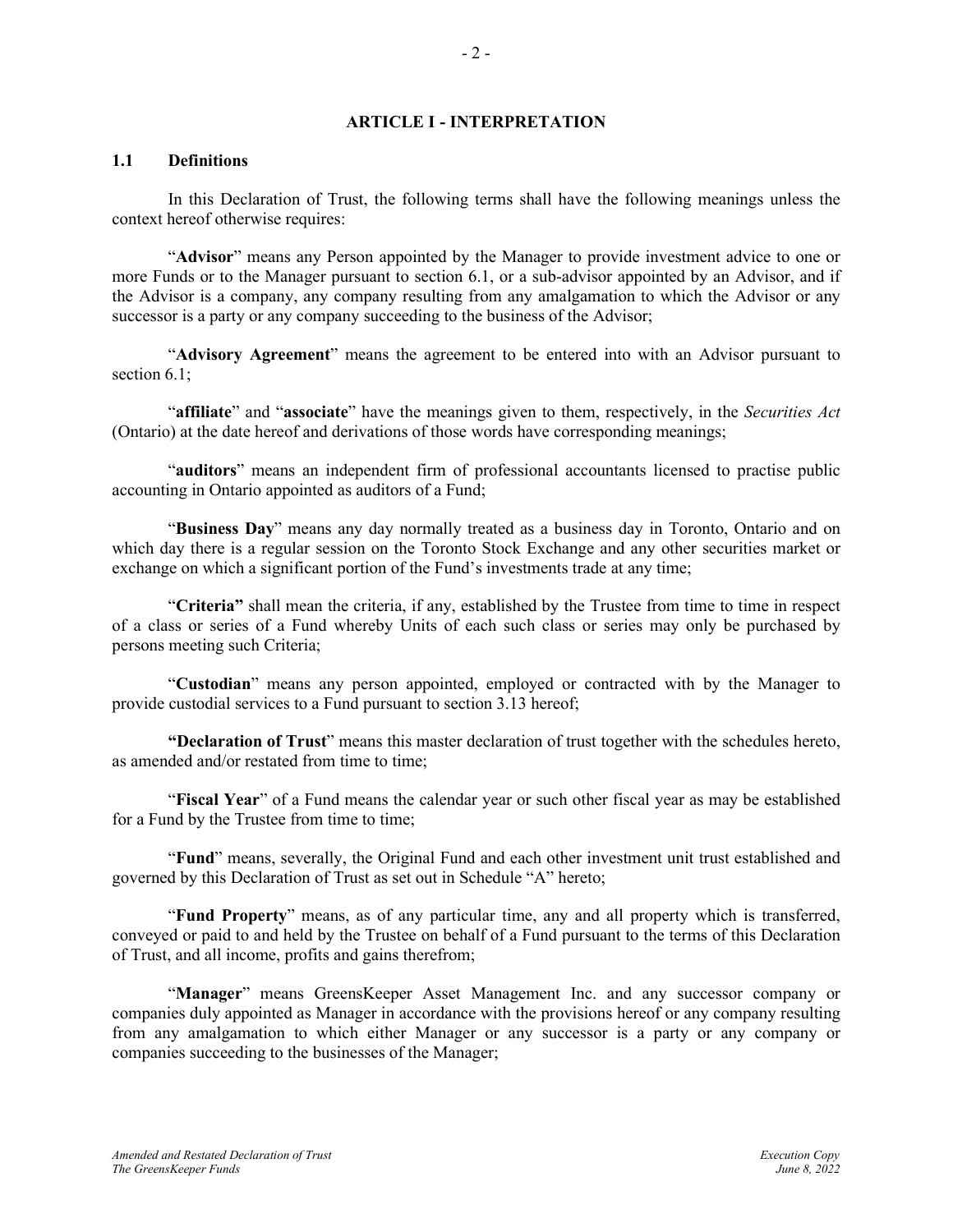## ARTICLE I - INTERPRETATION

### 1.1 Definitions

In this Declaration of Trust, the following terms shall have the following meanings unless the context hereof otherwise requires:

"**Advisor**" means any Person appointed by the Manager to provide investment advice to one or more Funds or to the Manager pursuant to section 6.1, or a sub-advisor appointed by an Advisor, and if the Advisor is a company, any company resulting from any amalgamation to which the Advisor or any successor is a party or any company succeeding to the business of the Advisor;

"**Advisory Agreement**" means the agreement to be entered into with an Advisor pursuant to section 6.1;

"**affiliate**" and "**associate**" have the meanings given to them, respectively, in the *Securities Act* (Ontario) at the date hereof and derivations of those words have corresponding meanings;

"**auditors**" means an independent firm of professional accountants licensed to practise public accounting in Ontario appointed as auditors of a Fund;

"**Business Day**" means any day normally treated as a business day in Toronto, Ontario and on which day there is a regular session on the Toronto Stock Exchange and any other securities market or exchange on which a significant portion of the Fund's investments trade at any time;

"**Criteria"** shall mean the criteria, if any, established by the Trustee from time to time in respect of a class or series of a Fund whereby Units of each such class or series may only be purchased by persons meeting such Criteria;

"**Custodian**" means any person appointed, employed or contracted with by the Manager to provide custodial services to a Fund pursuant to section 3.13 hereof;

**"Declaration of Trust**" means this master declaration of trust together with the schedules hereto, as amended and/or restated from time to time;

"**Fiscal Year**" of a Fund means the calendar year or such other fiscal year as may be established for a Fund by the Trustee from time to time;

"**Fund**" means, severally, the Original Fund and each other investment unit trust established and governed by this Declaration of Trust as set out in Schedule "A" hereto;

"**Fund Property**" means, as of any particular time, any and all property which is transferred, conveyed or paid to and held by the Trustee on behalf of a Fund pursuant to the terms of this Declaration of Trust, and all income, profits and gains therefrom;

"**Manager**" means GreensKeeper Asset Management Inc. and any successor company or companies duly appointed as Manager in accordance with the provisions hereof or any company resulting from any amalgamation to which either Manager or any successor is a party or any company or companies succeeding to the businesses of the Manager;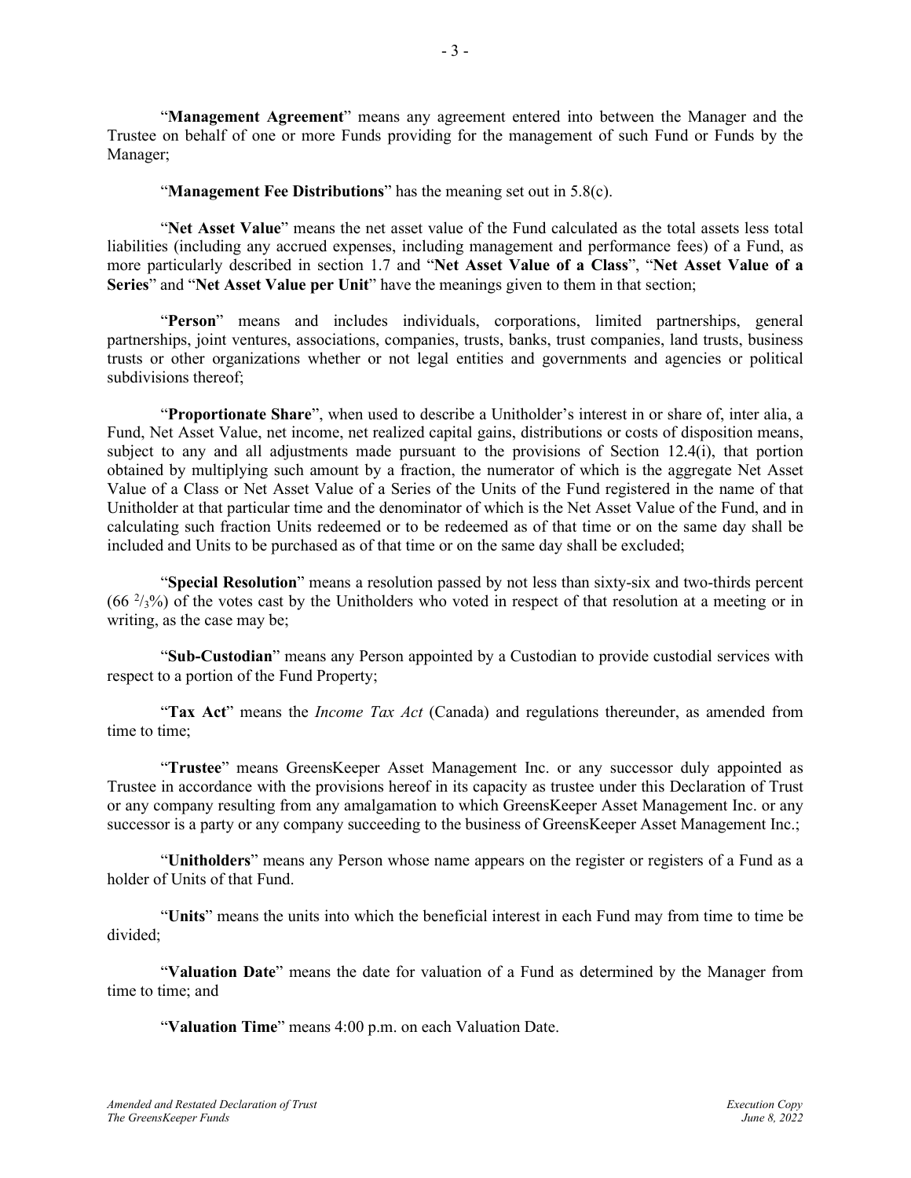"**Management Agreement**" means any agreement entered into between the Manager and the Trustee on behalf of one or more Funds providing for the management of such Fund or Funds by the Manager;

"**Management Fee Distributions**" has the meaning set out in 5.8(c).

"**Net Asset Value**" means the net asset value of the Fund calculated as the total assets less total liabilities (including any accrued expenses, including management and performance fees) of a Fund, as more particularly described in section 1.7 and "**Net Asset Value of a Class**", "**Net Asset Value of a Series**" and "**Net Asset Value per Unit**" have the meanings given to them in that section;

"**Person**" means and includes individuals, corporations, limited partnerships, general partnerships, joint ventures, associations, companies, trusts, banks, trust companies, land trusts, business trusts or other organizations whether or not legal entities and governments and agencies or political subdivisions thereof;

"**Proportionate Share**", when used to describe a Unitholder's interest in or share of, inter alia, a Fund, Net Asset Value, net income, net realized capital gains, distributions or costs of disposition means, subject to any and all adjustments made pursuant to the provisions of Section 12.4(i), that portion obtained by multiplying such amount by a fraction, the numerator of which is the aggregate Net Asset Value of a Class or Net Asset Value of a Series of the Units of the Fund registered in the name of that Unitholder at that particular time and the denominator of which is the Net Asset Value of the Fund, and in calculating such fraction Units redeemed or to be redeemed as of that time or on the same day shall be included and Units to be purchased as of that time or on the same day shall be excluded;

"**Special Resolution**" means a resolution passed by not less than sixty-six and two-thirds percent ($66\ ^2/_3\%$) of the votes cast by the Unitholders who voted in respect of that resolution at a meeting or in writing, as the case may be;

"**Sub-Custodian**" means any Person appointed by a Custodian to provide custodial services with respect to a portion of the Fund Property;

"**Tax Act**" means the *Income Tax Act* (Canada) and regulations thereunder, as amended from time to time;

"**Trustee**" means GreensKeeper Asset Management Inc. or any successor duly appointed as Trustee in accordance with the provisions hereof in its capacity as trustee under this Declaration of Trust or any company resulting from any amalgamation to which GreensKeeper Asset Management Inc. or any successor is a party or any company succeeding to the business of GreensKeeper Asset Management Inc.;

"**Unitholders**" means any Person whose name appears on the register or registers of a Fund as a holder of Units of that Fund.

"**Units**" means the units into which the beneficial interest in each Fund may from time to time be divided;

"**Valuation Date**" means the date for valuation of a Fund as determined by the Manager from time to time; and

"**Valuation Time**" means 4:00 p.m. on each Valuation Date.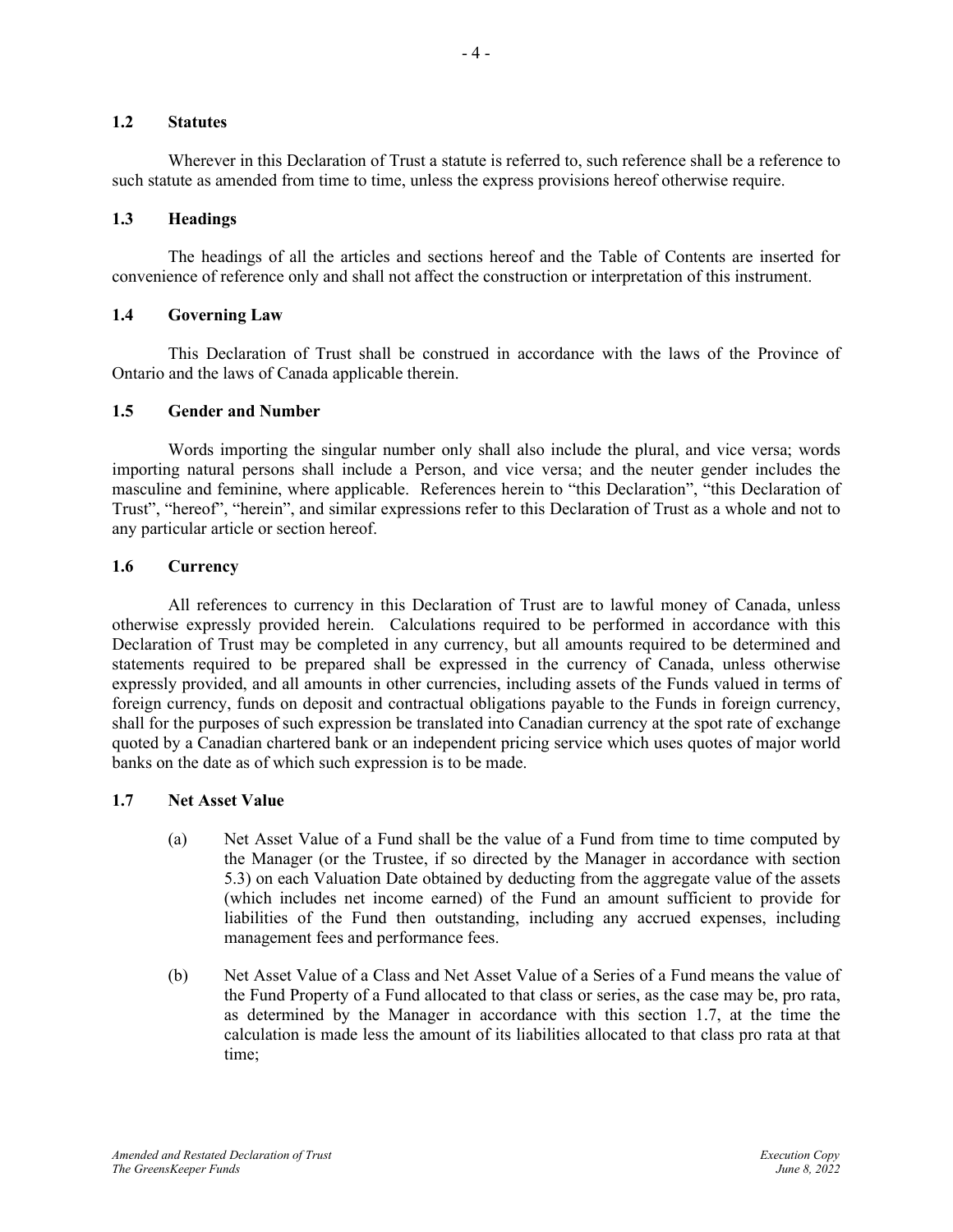### 1.2 Statutes

Wherever in this Declaration of Trust a statute is referred to, such reference shall be a reference to such statute as amended from time to time, unless the express provisions hereof otherwise require.

### 1.3 Headings

The headings of all the articles and sections hereof and the Table of Contents are inserted for convenience of reference only and shall not affect the construction or interpretation of this instrument.

### 1.4 Governing Law

This Declaration of Trust shall be construed in accordance with the laws of the Province of Ontario and the laws of Canada applicable therein.

### 1.5 Gender and Number

Words importing the singular number only shall also include the plural, and vice versa; words importing natural persons shall include a Person, and vice versa; and the neuter gender includes the masculine and feminine, where applicable. References herein to "this Declaration", "this Declaration of Trust", "hereof", "herein", and similar expressions refer to this Declaration of Trust as a whole and not to any particular article or section hereof.

### 1.6 Currency

All references to currency in this Declaration of Trust are to lawful money of Canada, unless otherwise expressly provided herein. Calculations required to be performed in accordance with this Declaration of Trust may be completed in any currency, but all amounts required to be determined and statements required to be prepared shall be expressed in the currency of Canada, unless otherwise expressly provided, and all amounts in other currencies, including assets of the Funds valued in terms of foreign currency, funds on deposit and contractual obligations payable to the Funds in foreign currency, shall for the purposes of such expression be translated into Canadian currency at the spot rate of exchange quoted by a Canadian chartered bank or an independent pricing service which uses quotes of major world banks on the date as of which such expression is to be made.

### 1.7 Net Asset Value

(a) Net Asset Value of a Fund shall be the value of a Fund from time to time computed by the Manager (or the Trustee, if so directed by the Manager in accordance with section 5.3) on each Valuation Date obtained by deducting from the aggregate value of the assets (which includes net income earned) of the Fund an amount sufficient to provide for liabilities of the Fund then outstanding, including any accrued expenses, including management fees and performance fees.

(b) Net Asset Value of a Class and Net Asset Value of a Series of a Fund means the value of the Fund Property of a Fund allocated to that class or series, as the case may be, pro rata, as determined by the Manager in accordance with this section 1.7, at the time the calculation is made less the amount of its liabilities allocated to that class pro rata at that time;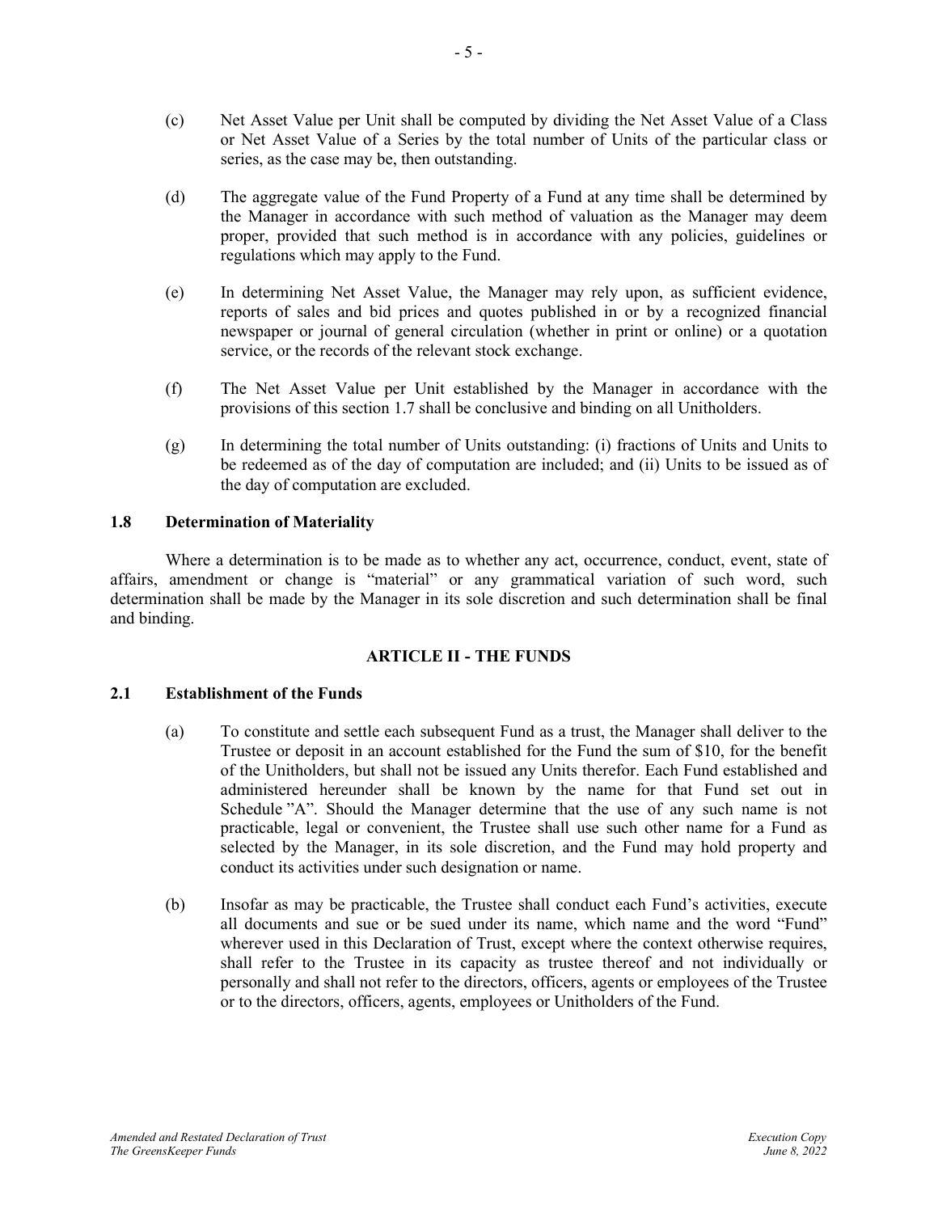(c) Net Asset Value per Unit shall be computed by dividing the Net Asset Value of a Class or Net Asset Value of a Series by the total number of Units of the particular class or series, as the case may be, then outstanding.

(d) The aggregate value of the Fund Property of a Fund at any time shall be determined by the Manager in accordance with such method of valuation as the Manager may deem proper, provided that such method is in accordance with any policies, guidelines or regulations which may apply to the Fund.

(e) In determining Net Asset Value, the Manager may rely upon, as sufficient evidence, reports of sales and bid prices and quotes published in or by a recognized financial newspaper or journal of general circulation (whether in print or online) or a quotation service, or the records of the relevant stock exchange.

(f) The Net Asset Value per Unit established by the Manager in accordance with the provisions of this section 1.7 shall be conclusive and binding on all Unitholders.

(g) In determining the total number of Units outstanding: (i) fractions of Units and Units to be redeemed as of the day of computation are included; and (ii) Units to be issued as of the day of computation are excluded.

### 1.8 Determination of Materiality

Where a determination is to be made as to whether any act, occurrence, conduct, event, state of affairs, amendment or change is "material" or any grammatical variation of such word, such determination shall be made by the Manager in its sole discretion and such determination shall be final and binding.

## ARTICLE II - THE FUNDS

### 2.1 Establishment of the Funds

(a) To constitute and settle each subsequent Fund as a trust, the Manager shall deliver to the Trustee or deposit in an account established for the Fund the sum of $10, for the benefit of the Unitholders, but shall not be issued any Units therefor. Each Fund established and administered hereunder shall be known by the name for that Fund set out in Schedule "A". Should the Manager determine that the use of any such name is not practicable, legal or convenient, the Trustee shall use such other name for a Fund as selected by the Manager, in its sole discretion, and the Fund may hold property and conduct its activities under such designation or name.

(b) Insofar as may be practicable, the Trustee shall conduct each Fund's activities, execute all documents and sue or be sued under its name, which name and the word "Fund" wherever used in this Declaration of Trust, except where the context otherwise requires, shall refer to the Trustee in its capacity as trustee thereof and not individually or personally and shall not refer to the directors, officers, agents or employees of the Trustee or to the directors, officers, agents, employees or Unitholders of the Fund.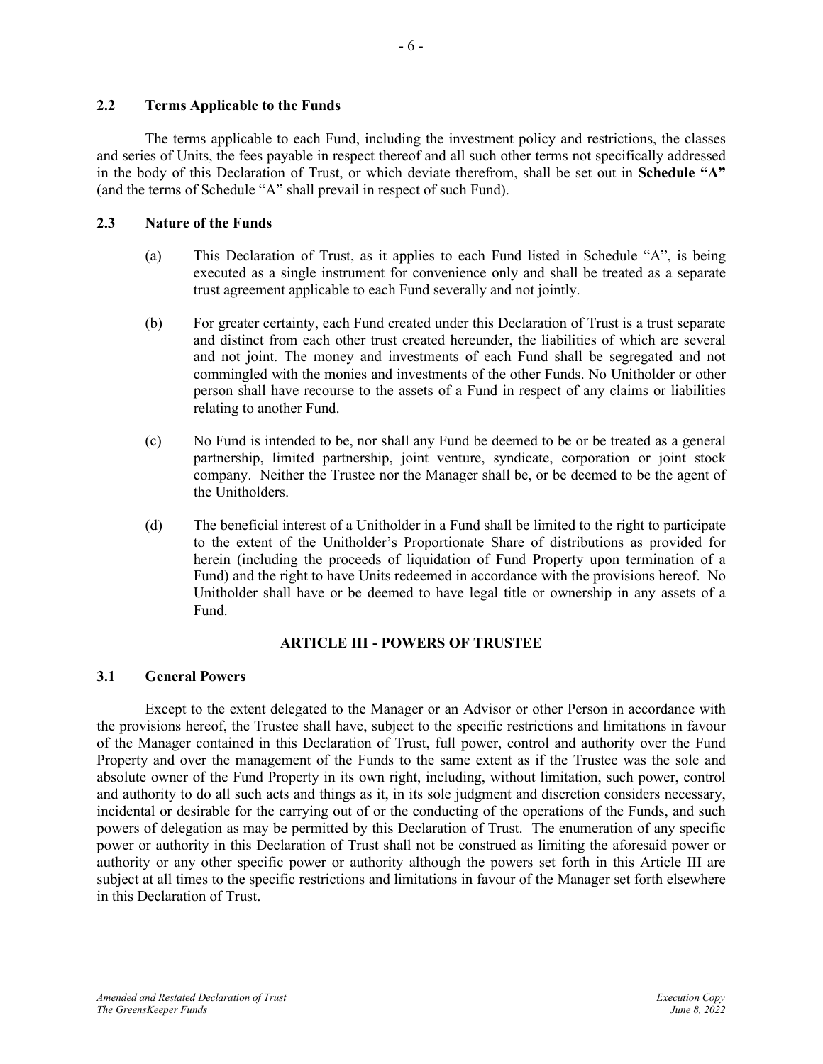### 2.2 Terms Applicable to the Funds

The terms applicable to each Fund, including the investment policy and restrictions, the classes and series of Units, the fees payable in respect thereof and all such other terms not specifically addressed in the body of this Declaration of Trust, or which deviate therefrom, shall be set out in **Schedule "A"** (and the terms of Schedule "A" shall prevail in respect of such Fund).

### 2.3 Nature of the Funds

(a) This Declaration of Trust, as it applies to each Fund listed in Schedule "A", is being executed as a single instrument for convenience only and shall be treated as a separate trust agreement applicable to each Fund severally and not jointly.

(b) For greater certainty, each Fund created under this Declaration of Trust is a trust separate and distinct from each other trust created hereunder, the liabilities of which are several and not joint. The money and investments of each Fund shall be segregated and not commingled with the monies and investments of the other Funds. No Unitholder or other person shall have recourse to the assets of a Fund in respect of any claims or liabilities relating to another Fund.

(c) No Fund is intended to be, nor shall any Fund be deemed to be or be treated as a general partnership, limited partnership, joint venture, syndicate, corporation or joint stock company. Neither the Trustee nor the Manager shall be, or be deemed to be the agent of the Unitholders.

(d) The beneficial interest of a Unitholder in a Fund shall be limited to the right to participate to the extent of the Unitholder's Proportionate Share of distributions as provided for herein (including the proceeds of liquidation of Fund Property upon termination of a Fund) and the right to have Units redeemed in accordance with the provisions hereof. No Unitholder shall have or be deemed to have legal title or ownership in any assets of a Fund.

## ARTICLE III - POWERS OF TRUSTEE

### 3.1 General Powers

Except to the extent delegated to the Manager or an Advisor or other Person in accordance with the provisions hereof, the Trustee shall have, subject to the specific restrictions and limitations in favour of the Manager contained in this Declaration of Trust, full power, control and authority over the Fund Property and over the management of the Funds to the same extent as if the Trustee was the sole and absolute owner of the Fund Property in its own right, including, without limitation, such power, control and authority to do all such acts and things as it, in its sole judgment and discretion considers necessary, incidental or desirable for the carrying out of or the conducting of the operations of the Funds, and such powers of delegation as may be permitted by this Declaration of Trust. The enumeration of any specific power or authority in this Declaration of Trust shall not be construed as limiting the aforesaid power or authority or any other specific power or authority although the powers set forth in this Article III are subject at all times to the specific restrictions and limitations in favour of the Manager set forth elsewhere in this Declaration of Trust.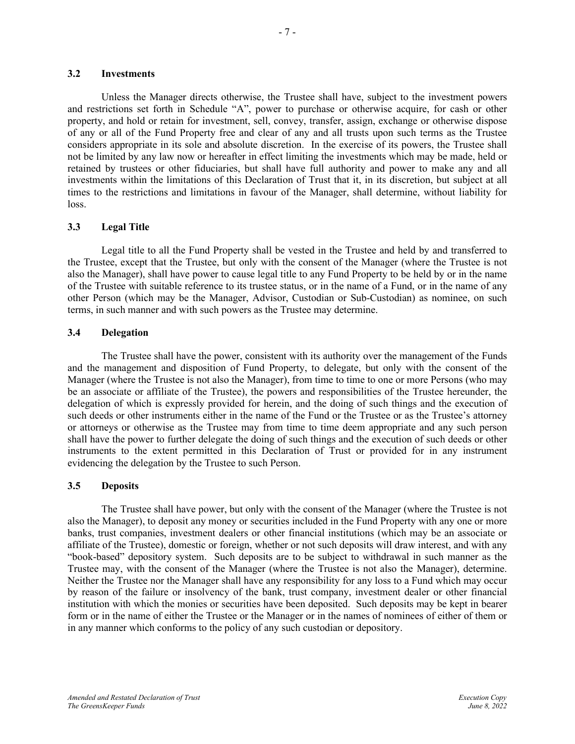### 3.2 Investments

Unless the Manager directs otherwise, the Trustee shall have, subject to the investment powers and restrictions set forth in Schedule "A", power to purchase or otherwise acquire, for cash or other property, and hold or retain for investment, sell, convey, transfer, assign, exchange or otherwise dispose of any or all of the Fund Property free and clear of any and all trusts upon such terms as the Trustee considers appropriate in its sole and absolute discretion. In the exercise of its powers, the Trustee shall not be limited by any law now or hereafter in effect limiting the investments which may be made, held or retained by trustees or other fiduciaries, but shall have full authority and power to make any and all investments within the limitations of this Declaration of Trust that it, in its discretion, but subject at all times to the restrictions and limitations in favour of the Manager, shall determine, without liability for loss.

### 3.3 Legal Title

Legal title to all the Fund Property shall be vested in the Trustee and held by and transferred to the Trustee, except that the Trustee, but only with the consent of the Manager (where the Trustee is not also the Manager), shall have power to cause legal title to any Fund Property to be held by or in the name of the Trustee with suitable reference to its trustee status, or in the name of a Fund, or in the name of any other Person (which may be the Manager, Advisor, Custodian or Sub-Custodian) as nominee, on such terms, in such manner and with such powers as the Trustee may determine.

### 3.4 Delegation

The Trustee shall have the power, consistent with its authority over the management of the Funds and the management and disposition of Fund Property, to delegate, but only with the consent of the Manager (where the Trustee is not also the Manager), from time to time to one or more Persons (who may be an associate or affiliate of the Trustee), the powers and responsibilities of the Trustee hereunder, the delegation of which is expressly provided for herein, and the doing of such things and the execution of such deeds or other instruments either in the name of the Fund or the Trustee or as the Trustee's attorney or attorneys or otherwise as the Trustee may from time to time deem appropriate and any such person shall have the power to further delegate the doing of such things and the execution of such deeds or other instruments to the extent permitted in this Declaration of Trust or provided for in any instrument evidencing the delegation by the Trustee to such Person.

### 3.5 Deposits

The Trustee shall have power, but only with the consent of the Manager (where the Trustee is not also the Manager), to deposit any money or securities included in the Fund Property with any one or more banks, trust companies, investment dealers or other financial institutions (which may be an associate or affiliate of the Trustee), domestic or foreign, whether or not such deposits will draw interest, and with any "book-based" depository system. Such deposits are to be subject to withdrawal in such manner as the Trustee may, with the consent of the Manager (where the Trustee is not also the Manager), determine. Neither the Trustee nor the Manager shall have any responsibility for any loss to a Fund which may occur by reason of the failure or insolvency of the bank, trust company, investment dealer or other financial institution with which the monies or securities have been deposited. Such deposits may be kept in bearer form or in the name of either the Trustee or the Manager or in the names of nominees of either of them or in any manner which conforms to the policy of any such custodian or depository.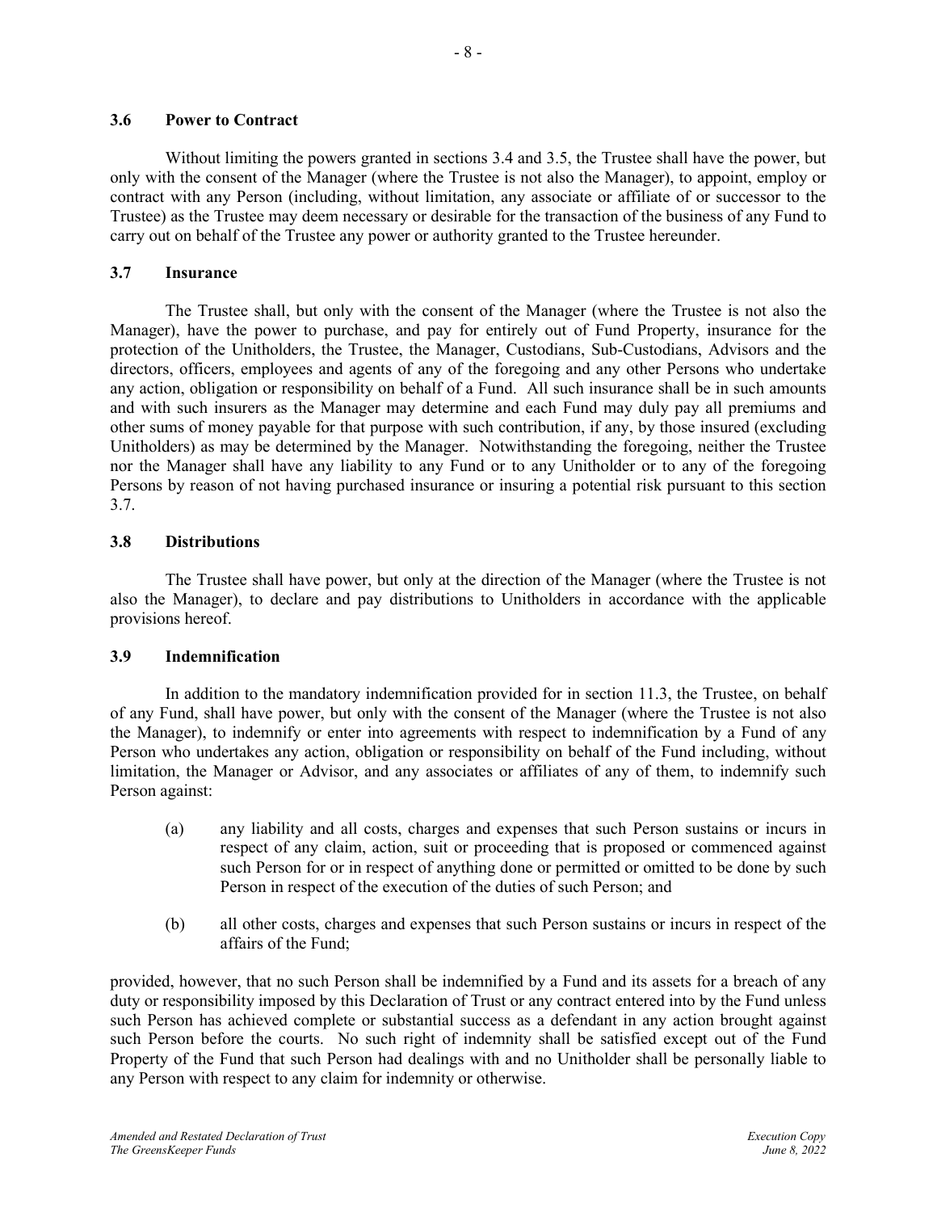### 3.6 Power to Contract

Without limiting the powers granted in sections 3.4 and 3.5, the Trustee shall have the power, but only with the consent of the Manager (where the Trustee is not also the Manager), to appoint, employ or contract with any Person (including, without limitation, any associate or affiliate of or successor to the Trustee) as the Trustee may deem necessary or desirable for the transaction of the business of any Fund to carry out on behalf of the Trustee any power or authority granted to the Trustee hereunder.

### 3.7 Insurance

The Trustee shall, but only with the consent of the Manager (where the Trustee is not also the Manager), have the power to purchase, and pay for entirely out of Fund Property, insurance for the protection of the Unitholders, the Trustee, the Manager, Custodians, Sub-Custodians, Advisors and the directors, officers, employees and agents of any of the foregoing and any other Persons who undertake any action, obligation or responsibility on behalf of a Fund. All such insurance shall be in such amounts and with such insurers as the Manager may determine and each Fund may duly pay all premiums and other sums of money payable for that purpose with such contribution, if any, by those insured (excluding Unitholders) as may be determined by the Manager. Notwithstanding the foregoing, neither the Trustee nor the Manager shall have any liability to any Fund or to any Unitholder or to any of the foregoing Persons by reason of not having purchased insurance or insuring a potential risk pursuant to this section 3.7.

### 3.8 Distributions

The Trustee shall have power, but only at the direction of the Manager (where the Trustee is not also the Manager), to declare and pay distributions to Unitholders in accordance with the applicable provisions hereof.

### 3.9 Indemnification

In addition to the mandatory indemnification provided for in section 11.3, the Trustee, on behalf of any Fund, shall have power, but only with the consent of the Manager (where the Trustee is not also the Manager), to indemnify or enter into agreements with respect to indemnification by a Fund of any Person who undertakes any action, obligation or responsibility on behalf of the Fund including, without limitation, the Manager or Advisor, and any associates or affiliates of any of them, to indemnify such Person against:

(a) any liability and all costs, charges and expenses that such Person sustains or incurs in respect of any claim, action, suit or proceeding that is proposed or commenced against such Person for or in respect of anything done or permitted or omitted to be done by such Person in respect of the execution of the duties of such Person; and

(b) all other costs, charges and expenses that such Person sustains or incurs in respect of the affairs of the Fund;

provided, however, that no such Person shall be indemnified by a Fund and its assets for a breach of any duty or responsibility imposed by this Declaration of Trust or any contract entered into by the Fund unless such Person has achieved complete or substantial success as a defendant in any action brought against such Person before the courts. No such right of indemnity shall be satisfied except out of the Fund Property of the Fund that such Person had dealings with and no Unitholder shall be personally liable to any Person with respect to any claim for indemnity or otherwise.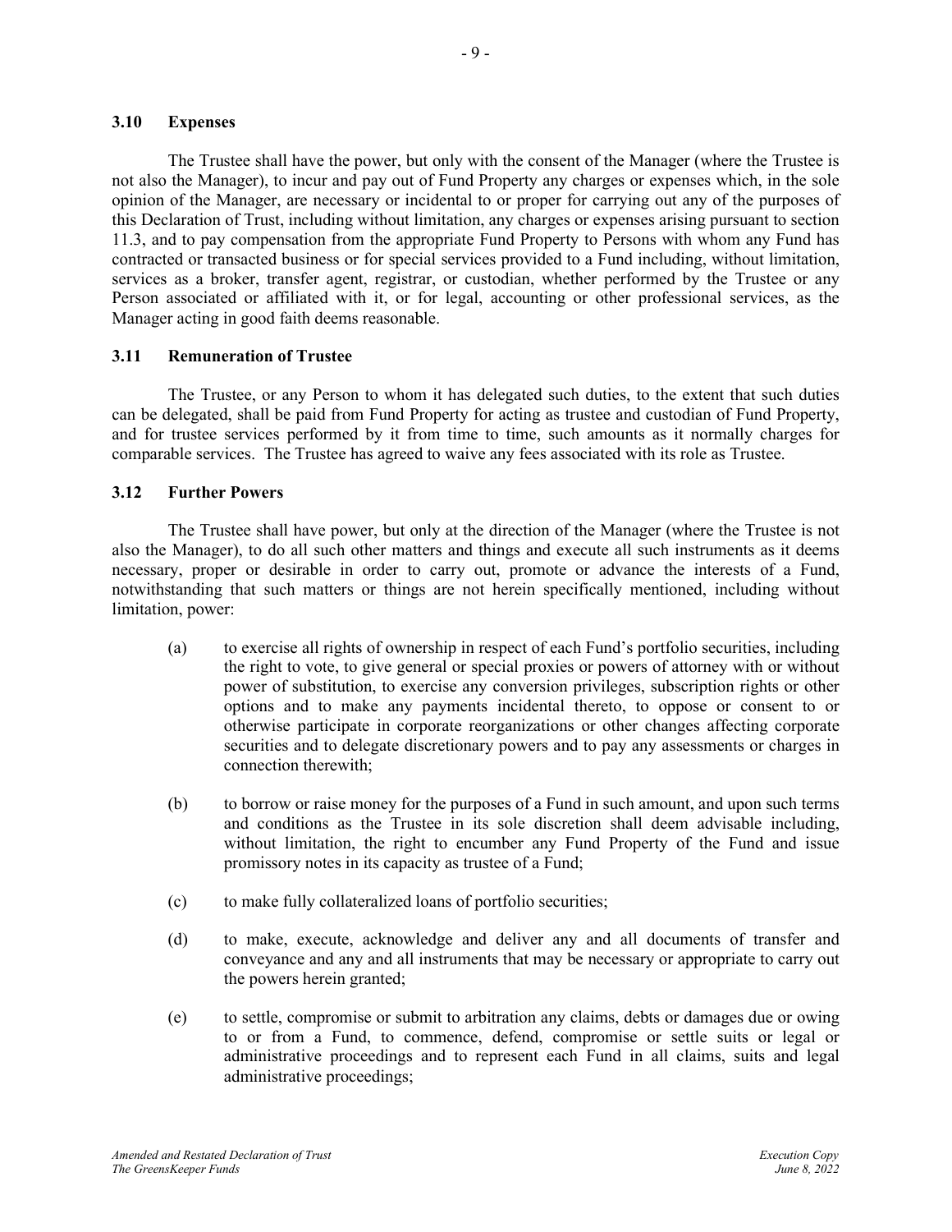### 3.10 Expenses

The Trustee shall have the power, but only with the consent of the Manager (where the Trustee is not also the Manager), to incur and pay out of Fund Property any charges or expenses which, in the sole opinion of the Manager, are necessary or incidental to or proper for carrying out any of the purposes of this Declaration of Trust, including without limitation, any charges or expenses arising pursuant to section 11.3, and to pay compensation from the appropriate Fund Property to Persons with whom any Fund has contracted or transacted business or for special services provided to a Fund including, without limitation, services as a broker, transfer agent, registrar, or custodian, whether performed by the Trustee or any Person associated or affiliated with it, or for legal, accounting or other professional services, as the Manager acting in good faith deems reasonable.

### 3.11 Remuneration of Trustee

The Trustee, or any Person to whom it has delegated such duties, to the extent that such duties can be delegated, shall be paid from Fund Property for acting as trustee and custodian of Fund Property, and for trustee services performed by it from time to time, such amounts as it normally charges for comparable services. The Trustee has agreed to waive any fees associated with its role as Trustee.

### 3.12 Further Powers

The Trustee shall have power, but only at the direction of the Manager (where the Trustee is not also the Manager), to do all such other matters and things and execute all such instruments as it deems necessary, proper or desirable in order to carry out, promote or advance the interests of a Fund, notwithstanding that such matters or things are not herein specifically mentioned, including without limitation, power:

(a) to exercise all rights of ownership in respect of each Fund's portfolio securities, including the right to vote, to give general or special proxies or powers of attorney with or without power of substitution, to exercise any conversion privileges, subscription rights or other options and to make any payments incidental thereto, to oppose or consent to or otherwise participate in corporate reorganizations or other changes affecting corporate securities and to delegate discretionary powers and to pay any assessments or charges in connection therewith;

(b) to borrow or raise money for the purposes of a Fund in such amount, and upon such terms and conditions as the Trustee in its sole discretion shall deem advisable including, without limitation, the right to encumber any Fund Property of the Fund and issue promissory notes in its capacity as trustee of a Fund;

(c) to make fully collateralized loans of portfolio securities;

(d) to make, execute, acknowledge and deliver any and all documents of transfer and conveyance and any and all instruments that may be necessary or appropriate to carry out the powers herein granted;

(e) to settle, compromise or submit to arbitration any claims, debts or damages due or owing to or from a Fund, to commence, defend, compromise or settle suits or legal or administrative proceedings and to represent each Fund in all claims, suits and legal administrative proceedings;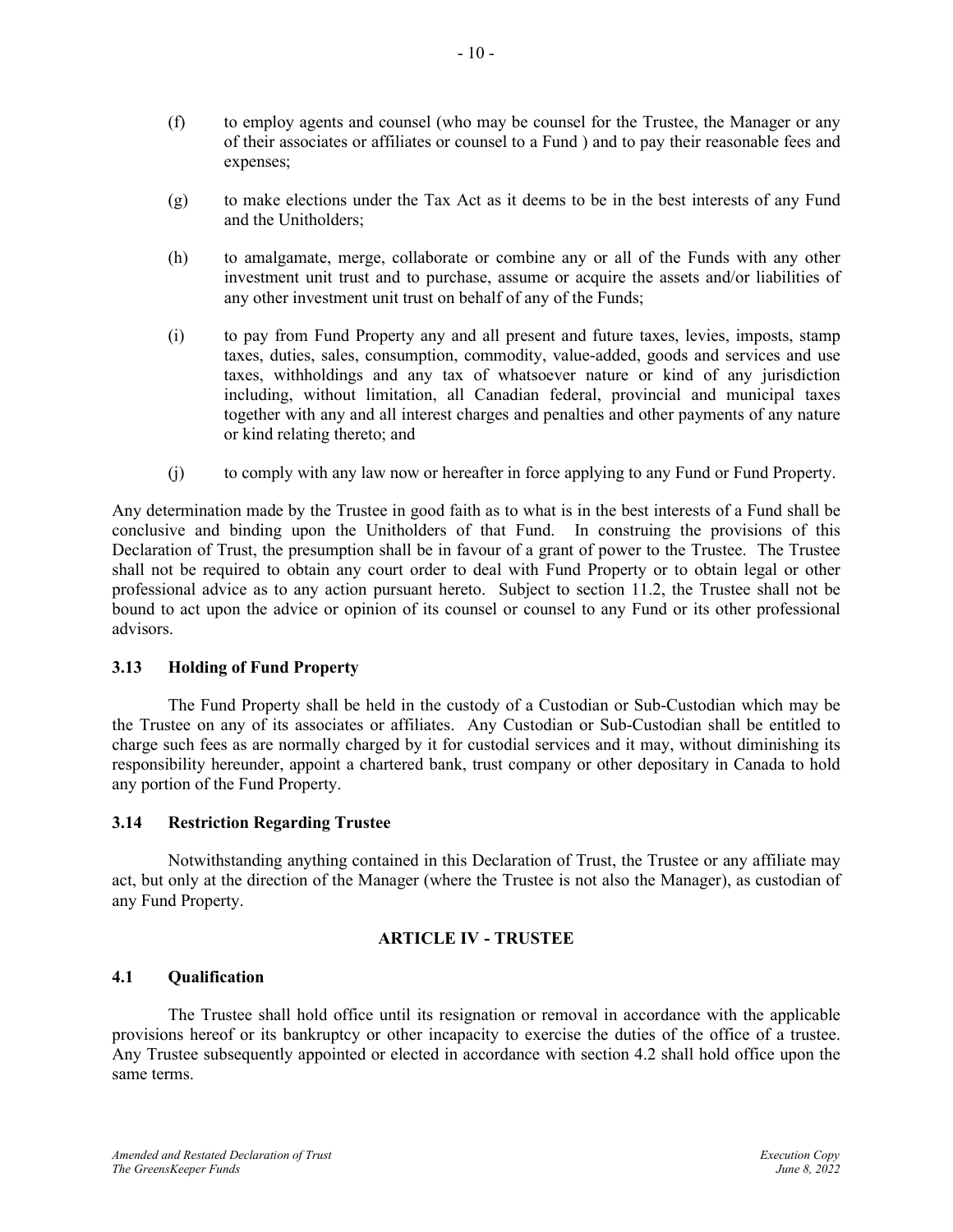(f) to employ agents and counsel (who may be counsel for the Trustee, the Manager or any of their associates or affiliates or counsel to a Fund ) and to pay their reasonable fees and expenses;

(g) to make elections under the Tax Act as it deems to be in the best interests of any Fund and the Unitholders;

(h) to amalgamate, merge, collaborate or combine any or all of the Funds with any other investment unit trust and to purchase, assume or acquire the assets and/or liabilities of any other investment unit trust on behalf of any of the Funds;

(i) to pay from Fund Property any and all present and future taxes, levies, imposts, stamp taxes, duties, sales, consumption, commodity, value-added, goods and services and use taxes, withholdings and any tax of whatsoever nature or kind of any jurisdiction including, without limitation, all Canadian federal, provincial and municipal taxes together with any and all interest charges and penalties and other payments of any nature or kind relating thereto; and

(j) to comply with any law now or hereafter in force applying to any Fund or Fund Property.

Any determination made by the Trustee in good faith as to what is in the best interests of a Fund shall be conclusive and binding upon the Unitholders of that Fund. In construing the provisions of this Declaration of Trust, the presumption shall be in favour of a grant of power to the Trustee. The Trustee shall not be required to obtain any court order to deal with Fund Property or to obtain legal or other professional advice as to any action pursuant hereto. Subject to section 11.2, the Trustee shall not be bound to act upon the advice or opinion of its counsel or counsel to any Fund or its other professional advisors.

### 3.13 Holding of Fund Property

The Fund Property shall be held in the custody of a Custodian or Sub-Custodian which may be the Trustee on any of its associates or affiliates. Any Custodian or Sub-Custodian shall be entitled to charge such fees as are normally charged by it for custodial services and it may, without diminishing its responsibility hereunder, appoint a chartered bank, trust company or other depositary in Canada to hold any portion of the Fund Property.

### 3.14 Restriction Regarding Trustee

Notwithstanding anything contained in this Declaration of Trust, the Trustee or any affiliate may act, but only at the direction of the Manager (where the Trustee is not also the Manager), as custodian of any Fund Property.

## ARTICLE IV - TRUSTEE

### 4.1 Qualification

The Trustee shall hold office until its resignation or removal in accordance with the applicable provisions hereof or its bankruptcy or other incapacity to exercise the duties of the office of a trustee. Any Trustee subsequently appointed or elected in accordance with section 4.2 shall hold office upon the same terms.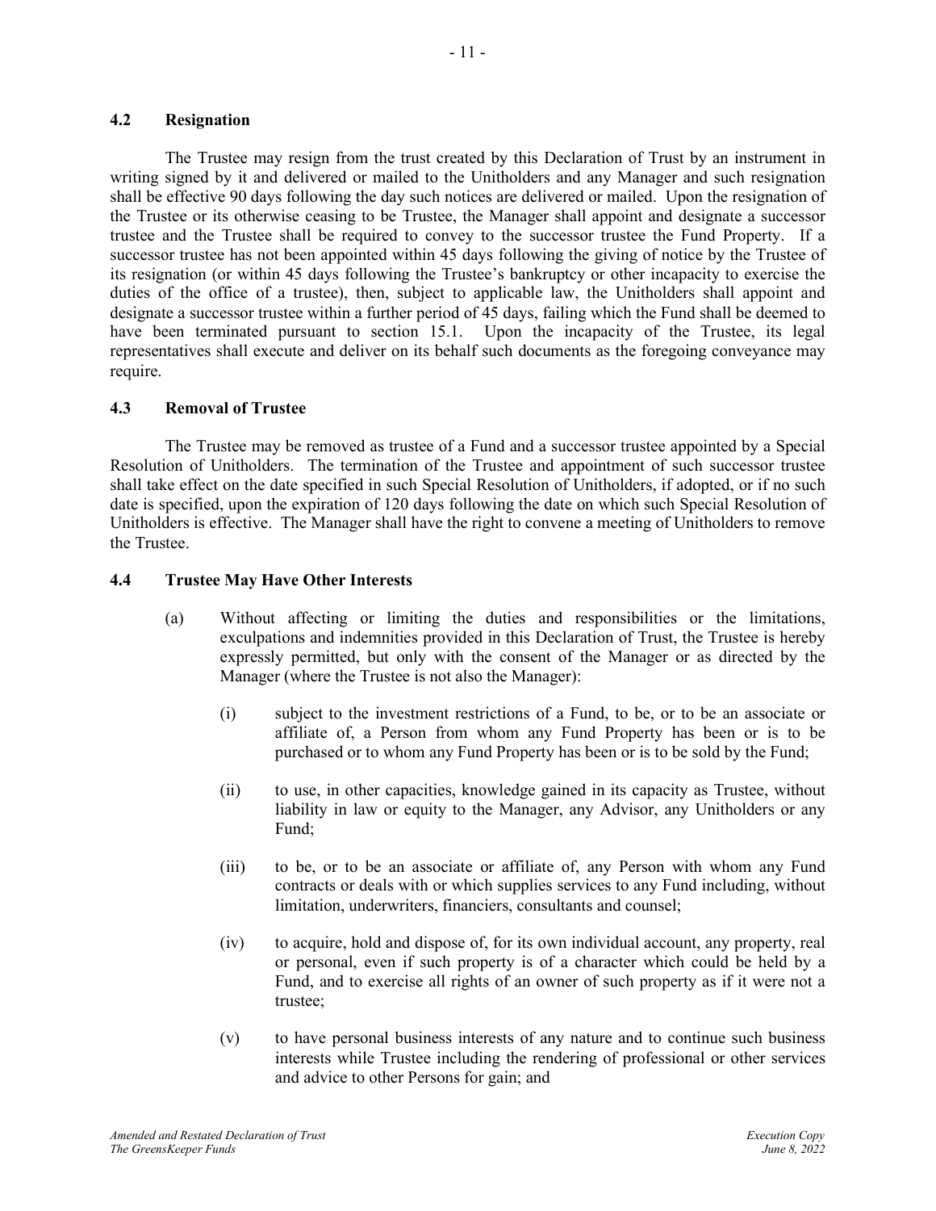### 4.2 Resignation

The Trustee may resign from the trust created by this Declaration of Trust by an instrument in writing signed by it and delivered or mailed to the Unitholders and any Manager and such resignation shall be effective 90 days following the day such notices are delivered or mailed. Upon the resignation of the Trustee or its otherwise ceasing to be Trustee, the Manager shall appoint and designate a successor trustee and the Trustee shall be required to convey to the successor trustee the Fund Property. If a successor trustee has not been appointed within 45 days following the giving of notice by the Trustee of its resignation (or within 45 days following the Trustee's bankruptcy or other incapacity to exercise the duties of the office of a trustee), then, subject to applicable law, the Unitholders shall appoint and designate a successor trustee within a further period of 45 days, failing which the Fund shall be deemed to have been terminated pursuant to section 15.1. Upon the incapacity of the Trustee, its legal representatives shall execute and deliver on its behalf such documents as the foregoing conveyance may require.

### 4.3 Removal of Trustee

The Trustee may be removed as trustee of a Fund and a successor trustee appointed by a Special Resolution of Unitholders. The termination of the Trustee and appointment of such successor trustee shall take effect on the date specified in such Special Resolution of Unitholders, if adopted, or if no such date is specified, upon the expiration of 120 days following the date on which such Special Resolution of Unitholders is effective. The Manager shall have the right to convene a meeting of Unitholders to remove the Trustee.

### 4.4 Trustee May Have Other Interests

(a) Without affecting or limiting the duties and responsibilities or the limitations, exculpations and indemnities provided in this Declaration of Trust, the Trustee is hereby expressly permitted, but only with the consent of the Manager or as directed by the Manager (where the Trustee is not also the Manager):

  (i) subject to the investment restrictions of a Fund, to be, or to be an associate or affiliate of, a Person from whom any Fund Property has been or is to be purchased or to whom any Fund Property has been or is to be sold by the Fund;

  (ii) to use, in other capacities, knowledge gained in its capacity as Trustee, without liability in law or equity to the Manager, any Advisor, any Unitholders or any Fund;

  (iii) to be, or to be an associate or affiliate of, any Person with whom any Fund contracts or deals with or which supplies services to any Fund including, without limitation, underwriters, financiers, consultants and counsel;

  (iv) to acquire, hold and dispose of, for its own individual account, any property, real or personal, even if such property is of a character which could be held by a Fund, and to exercise all rights of an owner of such property as if it were not a trustee;

  (v) to have personal business interests of any nature and to continue such business interests while Trustee including the rendering of professional or other services and advice to other Persons for gain; and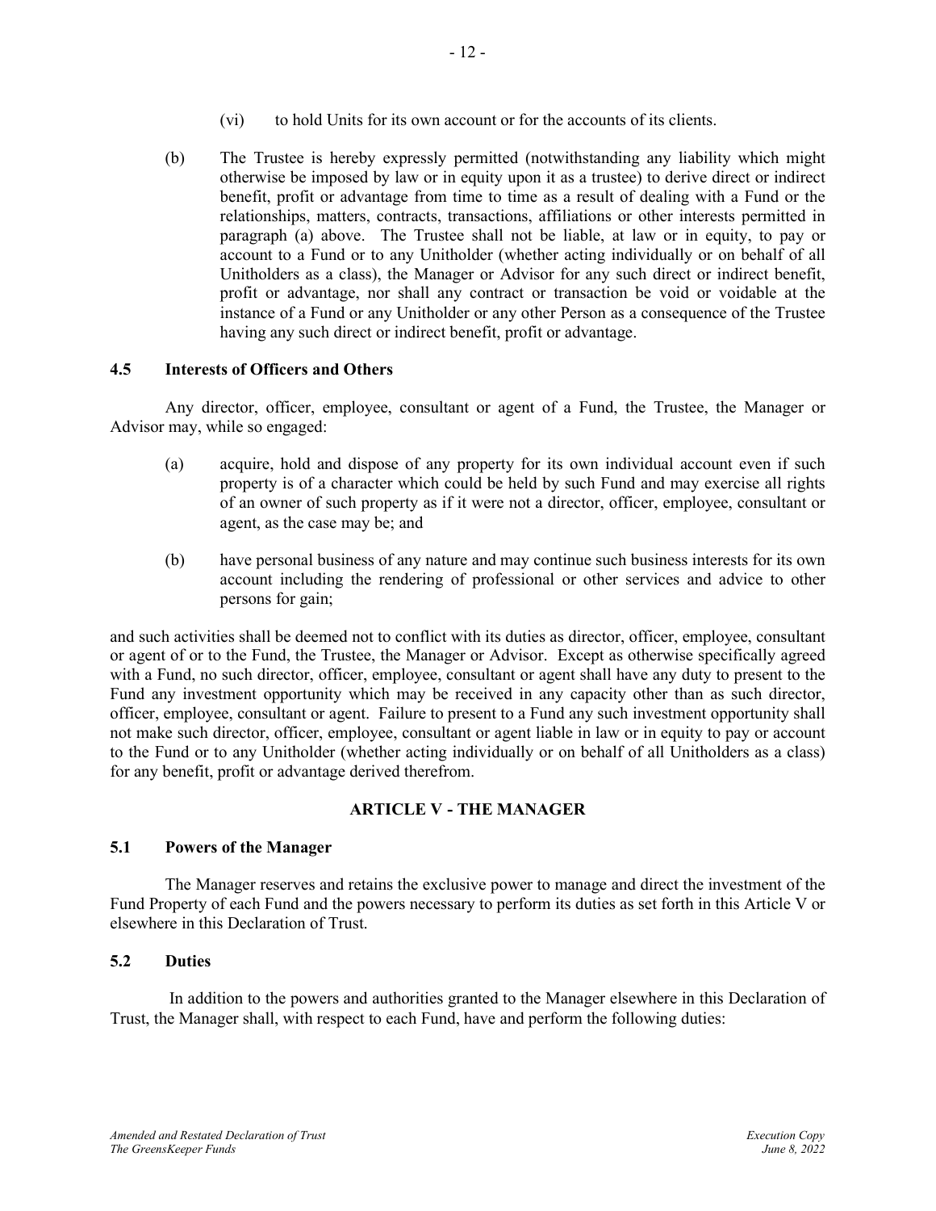(vi) to hold Units for its own account or for the accounts of its clients.

(b) The Trustee is hereby expressly permitted (notwithstanding any liability which might otherwise be imposed by law or in equity upon it as a trustee) to derive direct or indirect benefit, profit or advantage from time to time as a result of dealing with a Fund or the relationships, matters, contracts, transactions, affiliations or other interests permitted in paragraph (a) above. The Trustee shall not be liable, at law or in equity, to pay or account to a Fund or to any Unitholder (whether acting individually or on behalf of all Unitholders as a class), the Manager or Advisor for any such direct or indirect benefit, profit or advantage, nor shall any contract or transaction be void or voidable at the instance of a Fund or any Unitholder or any other Person as a consequence of the Trustee having any such direct or indirect benefit, profit or advantage.

### 4.5 Interests of Officers and Others

Any director, officer, employee, consultant or agent of a Fund, the Trustee, the Manager or Advisor may, while so engaged:

(a) acquire, hold and dispose of any property for its own individual account even if such property is of a character which could be held by such Fund and may exercise all rights of an owner of such property as if it were not a director, officer, employee, consultant or agent, as the case may be; and

(b) have personal business of any nature and may continue such business interests for its own account including the rendering of professional or other services and advice to other persons for gain;

and such activities shall be deemed not to conflict with its duties as director, officer, employee, consultant or agent of or to the Fund, the Trustee, the Manager or Advisor. Except as otherwise specifically agreed with a Fund, no such director, officer, employee, consultant or agent shall have any duty to present to the Fund any investment opportunity which may be received in any capacity other than as such director, officer, employee, consultant or agent. Failure to present to a Fund any such investment opportunity shall not make such director, officer, employee, consultant or agent liable in law or in equity to pay or account to the Fund or to any Unitholder (whether acting individually or on behalf of all Unitholders as a class) for any benefit, profit or advantage derived therefrom.

## ARTICLE V - THE MANAGER

### 5.1 Powers of the Manager

The Manager reserves and retains the exclusive power to manage and direct the investment of the Fund Property of each Fund and the powers necessary to perform its duties as set forth in this Article V or elsewhere in this Declaration of Trust.

### 5.2 Duties

In addition to the powers and authorities granted to the Manager elsewhere in this Declaration of Trust, the Manager shall, with respect to each Fund, have and perform the following duties: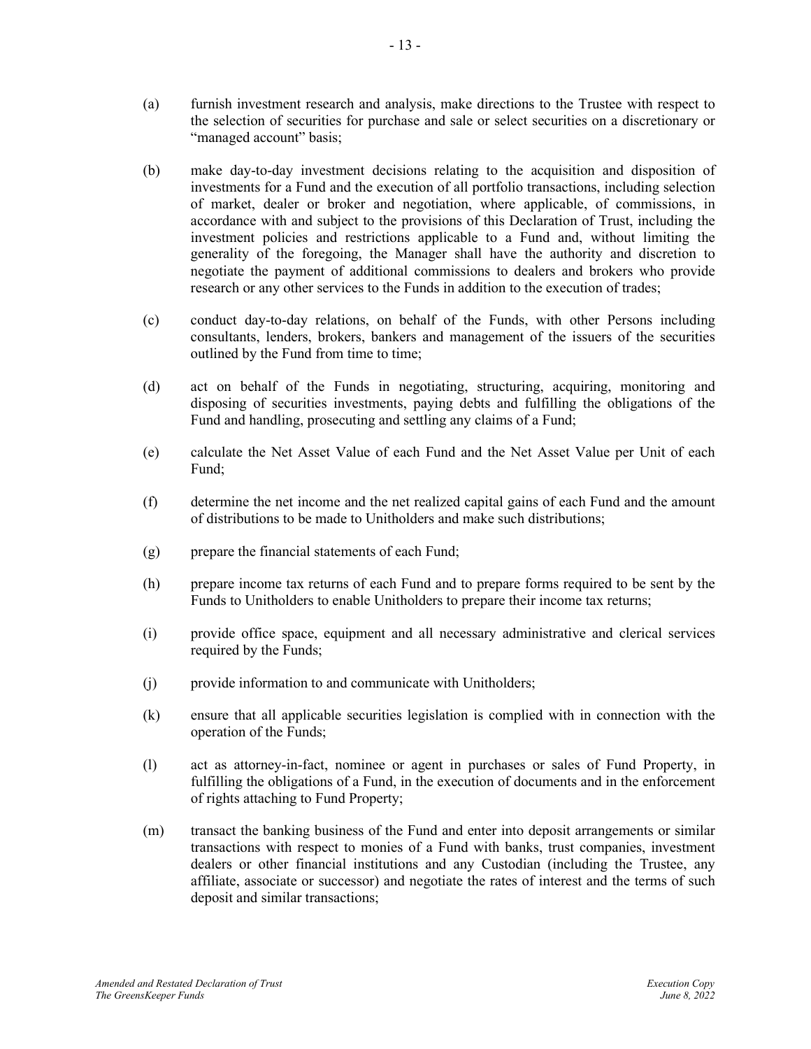(a) furnish investment research and analysis, make directions to the Trustee with respect to the selection of securities for purchase and sale or select securities on a discretionary or "managed account" basis;

(b) make day-to-day investment decisions relating to the acquisition and disposition of investments for a Fund and the execution of all portfolio transactions, including selection of market, dealer or broker and negotiation, where applicable, of commissions, in accordance with and subject to the provisions of this Declaration of Trust, including the investment policies and restrictions applicable to a Fund and, without limiting the generality of the foregoing, the Manager shall have the authority and discretion to negotiate the payment of additional commissions to dealers and brokers who provide research or any other services to the Funds in addition to the execution of trades;

(c) conduct day-to-day relations, on behalf of the Funds, with other Persons including consultants, lenders, brokers, bankers and management of the issuers of the securities outlined by the Fund from time to time;

(d) act on behalf of the Funds in negotiating, structuring, acquiring, monitoring and disposing of securities investments, paying debts and fulfilling the obligations of the Fund and handling, prosecuting and settling any claims of a Fund;

(e) calculate the Net Asset Value of each Fund and the Net Asset Value per Unit of each Fund;

(f) determine the net income and the net realized capital gains of each Fund and the amount of distributions to be made to Unitholders and make such distributions;

(g) prepare the financial statements of each Fund;

(h) prepare income tax returns of each Fund and to prepare forms required to be sent by the Funds to Unitholders to enable Unitholders to prepare their income tax returns;

(i) provide office space, equipment and all necessary administrative and clerical services required by the Funds;

(j) provide information to and communicate with Unitholders;

(k) ensure that all applicable securities legislation is complied with in connection with the operation of the Funds;

(l) act as attorney-in-fact, nominee or agent in purchases or sales of Fund Property, in fulfilling the obligations of a Fund, in the execution of documents and in the enforcement of rights attaching to Fund Property;

(m) transact the banking business of the Fund and enter into deposit arrangements or similar transactions with respect to monies of a Fund with banks, trust companies, investment dealers or other financial institutions and any Custodian (including the Trustee, any affiliate, associate or successor) and negotiate the rates of interest and the terms of such deposit and similar transactions;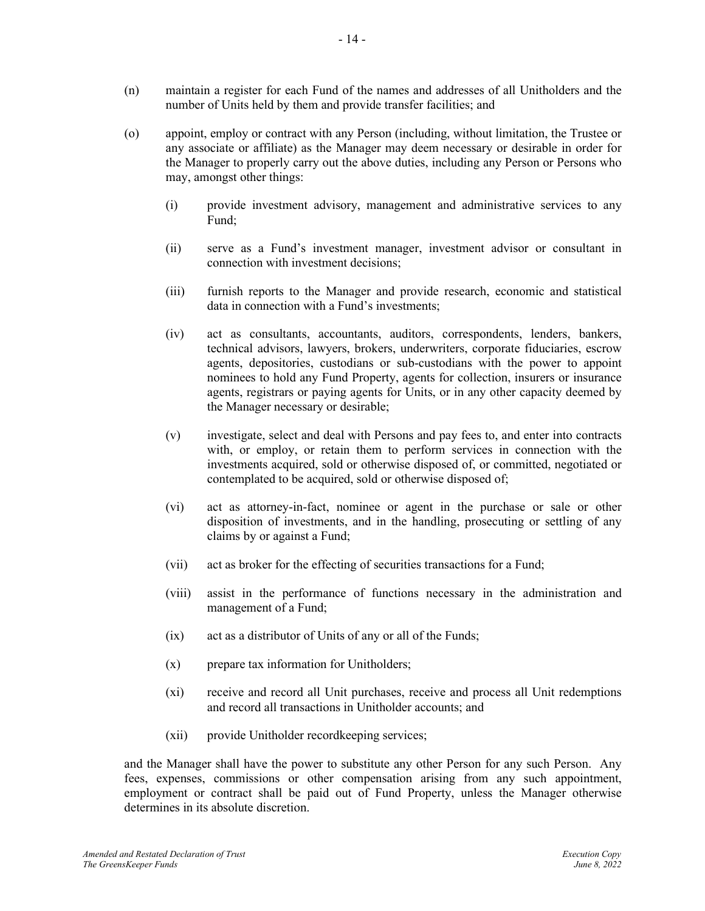(n) maintain a register for each Fund of the names and addresses of all Unitholders and the number of Units held by them and provide transfer facilities; and

(o) appoint, employ or contract with any Person (including, without limitation, the Trustee or any associate or affiliate) as the Manager may deem necessary or desirable in order for the Manager to properly carry out the above duties, including any Person or Persons who may, amongst other things:

  (i) provide investment advisory, management and administrative services to any Fund;

  (ii) serve as a Fund's investment manager, investment advisor or consultant in connection with investment decisions;

  (iii) furnish reports to the Manager and provide research, economic and statistical data in connection with a Fund's investments;

  (iv) act as consultants, accountants, auditors, correspondents, lenders, bankers, technical advisors, lawyers, brokers, underwriters, corporate fiduciaries, escrow agents, depositories, custodians or sub-custodians with the power to appoint nominees to hold any Fund Property, agents for collection, insurers or insurance agents, registrars or paying agents for Units, or in any other capacity deemed by the Manager necessary or desirable;

  (v) investigate, select and deal with Persons and pay fees to, and enter into contracts with, or employ, or retain them to perform services in connection with the investments acquired, sold or otherwise disposed of, or committed, negotiated or contemplated to be acquired, sold or otherwise disposed of;

  (vi) act as attorney-in-fact, nominee or agent in the purchase or sale or other disposition of investments, and in the handling, prosecuting or settling of any claims by or against a Fund;

  (vii) act as broker for the effecting of securities transactions for a Fund;

  (viii) assist in the performance of functions necessary in the administration and management of a Fund;

  (ix) act as a distributor of Units of any or all of the Funds;

  (x) prepare tax information for Unitholders;

  (xi) receive and record all Unit purchases, receive and process all Unit redemptions and record all transactions in Unitholder accounts; and

  (xii) provide Unitholder recordkeeping services;

and the Manager shall have the power to substitute any other Person for any such Person. Any fees, expenses, commissions or other compensation arising from any such appointment, employment or contract shall be paid out of Fund Property, unless the Manager otherwise determines in its absolute discretion.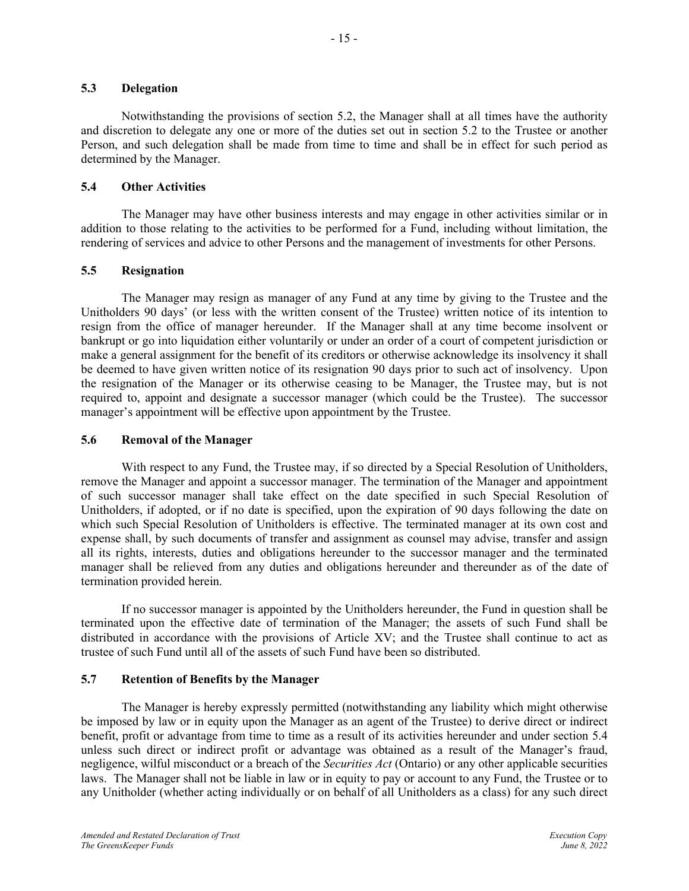### 5.3 Delegation

Notwithstanding the provisions of section 5.2, the Manager shall at all times have the authority and discretion to delegate any one or more of the duties set out in section 5.2 to the Trustee or another Person, and such delegation shall be made from time to time and shall be in effect for such period as determined by the Manager.

### 5.4 Other Activities

The Manager may have other business interests and may engage in other activities similar or in addition to those relating to the activities to be performed for a Fund, including without limitation, the rendering of services and advice to other Persons and the management of investments for other Persons.

### 5.5 Resignation

The Manager may resign as manager of any Fund at any time by giving to the Trustee and the Unitholders 90 days' (or less with the written consent of the Trustee) written notice of its intention to resign from the office of manager hereunder. If the Manager shall at any time become insolvent or bankrupt or go into liquidation either voluntarily or under an order of a court of competent jurisdiction or make a general assignment for the benefit of its creditors or otherwise acknowledge its insolvency it shall be deemed to have given written notice of its resignation 90 days prior to such act of insolvency. Upon the resignation of the Manager or its otherwise ceasing to be Manager, the Trustee may, but is not required to, appoint and designate a successor manager (which could be the Trustee). The successor manager's appointment will be effective upon appointment by the Trustee.

### 5.6 Removal of the Manager

With respect to any Fund, the Trustee may, if so directed by a Special Resolution of Unitholders, remove the Manager and appoint a successor manager. The termination of the Manager and appointment of such successor manager shall take effect on the date specified in such Special Resolution of Unitholders, if adopted, or if no date is specified, upon the expiration of 90 days following the date on which such Special Resolution of Unitholders is effective. The terminated manager at its own cost and expense shall, by such documents of transfer and assignment as counsel may advise, transfer and assign all its rights, interests, duties and obligations hereunder to the successor manager and the terminated manager shall be relieved from any duties and obligations hereunder and thereunder as of the date of termination provided herein.

If no successor manager is appointed by the Unitholders hereunder, the Fund in question shall be terminated upon the effective date of termination of the Manager; the assets of such Fund shall be distributed in accordance with the provisions of Article XV; and the Trustee shall continue to act as trustee of such Fund until all of the assets of such Fund have been so distributed.

### 5.7 Retention of Benefits by the Manager

The Manager is hereby expressly permitted (notwithstanding any liability which might otherwise be imposed by law or in equity upon the Manager as an agent of the Trustee) to derive direct or indirect benefit, profit or advantage from time to time as a result of its activities hereunder and under section 5.4 unless such direct or indirect profit or advantage was obtained as a result of the Manager's fraud, negligence, wilful misconduct or a breach of the *Securities Act* (Ontario) or any other applicable securities laws. The Manager shall not be liable in law or in equity to pay or account to any Fund, the Trustee or to any Unitholder (whether acting individually or on behalf of all Unitholders as a class) for any such direct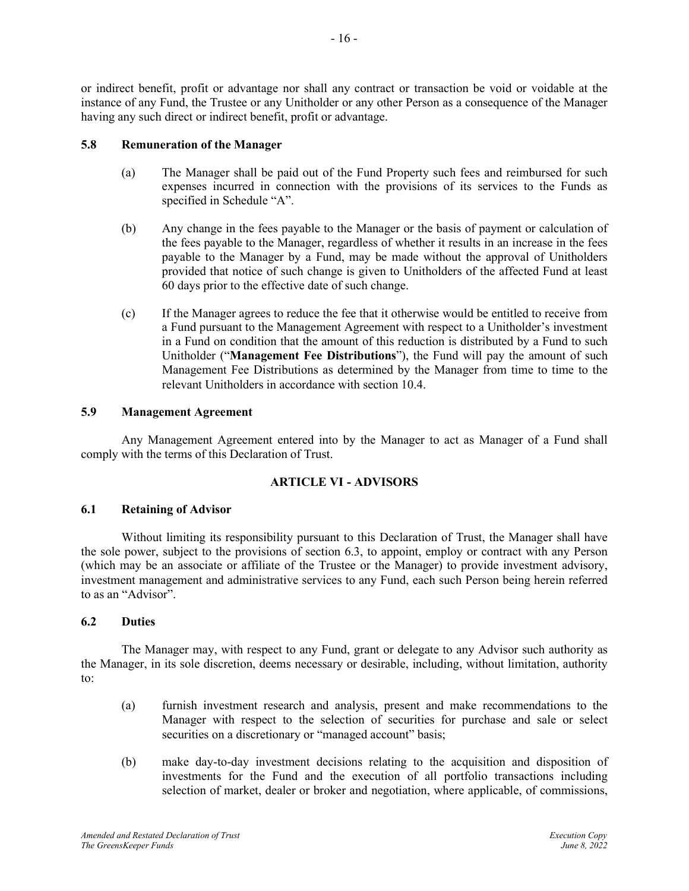or indirect benefit, profit or advantage nor shall any contract or transaction be void or voidable at the instance of any Fund, the Trustee or any Unitholder or any other Person as a consequence of the Manager having any such direct or indirect benefit, profit or advantage.

### 5.8 Remuneration of the Manager

(a) The Manager shall be paid out of the Fund Property such fees and reimbursed for such expenses incurred in connection with the provisions of its services to the Funds as specified in Schedule "A".

(b) Any change in the fees payable to the Manager or the basis of payment or calculation of the fees payable to the Manager, regardless of whether it results in an increase in the fees payable to the Manager by a Fund, may be made without the approval of Unitholders provided that notice of such change is given to Unitholders of the affected Fund at least 60 days prior to the effective date of such change.

(c) If the Manager agrees to reduce the fee that it otherwise would be entitled to receive from a Fund pursuant to the Management Agreement with respect to a Unitholder's investment in a Fund on condition that the amount of this reduction is distributed by a Fund to such Unitholder ("**Management Fee Distributions**"), the Fund will pay the amount of such Management Fee Distributions as determined by the Manager from time to time to the relevant Unitholders in accordance with section 10.4.

### 5.9 Management Agreement

Any Management Agreement entered into by the Manager to act as Manager of a Fund shall comply with the terms of this Declaration of Trust.

## ARTICLE VI - ADVISORS

### 6.1 Retaining of Advisor

Without limiting its responsibility pursuant to this Declaration of Trust, the Manager shall have the sole power, subject to the provisions of section 6.3, to appoint, employ or contract with any Person (which may be an associate or affiliate of the Trustee or the Manager) to provide investment advisory, investment management and administrative services to any Fund, each such Person being herein referred to as an "Advisor".

### 6.2 Duties

The Manager may, with respect to any Fund, grant or delegate to any Advisor such authority as the Manager, in its sole discretion, deems necessary or desirable, including, without limitation, authority to:

(a) furnish investment research and analysis, present and make recommendations to the Manager with respect to the selection of securities for purchase and sale or select securities on a discretionary or "managed account" basis;

(b) make day-to-day investment decisions relating to the acquisition and disposition of investments for the Fund and the execution of all portfolio transactions including selection of market, dealer or broker and negotiation, where applicable, of commissions,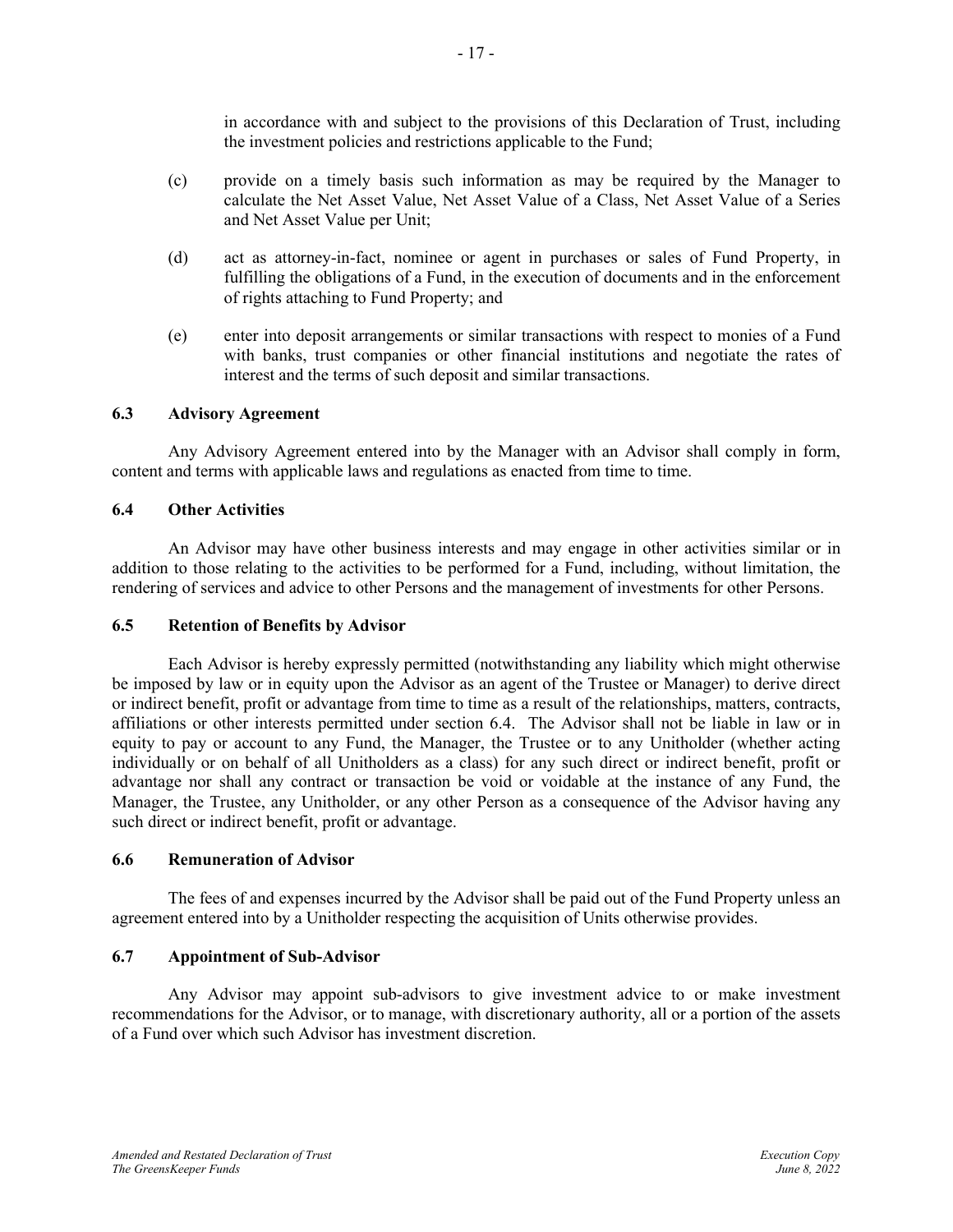in accordance with and subject to the provisions of this Declaration of Trust, including the investment policies and restrictions applicable to the Fund;

(c) provide on a timely basis such information as may be required by the Manager to calculate the Net Asset Value, Net Asset Value of a Class, Net Asset Value of a Series and Net Asset Value per Unit;

(d) act as attorney-in-fact, nominee or agent in purchases or sales of Fund Property, in fulfilling the obligations of a Fund, in the execution of documents and in the enforcement of rights attaching to Fund Property; and

(e) enter into deposit arrangements or similar transactions with respect to monies of a Fund with banks, trust companies or other financial institutions and negotiate the rates of interest and the terms of such deposit and similar transactions.

### 6.3 Advisory Agreement

Any Advisory Agreement entered into by the Manager with an Advisor shall comply in form, content and terms with applicable laws and regulations as enacted from time to time.

### 6.4 Other Activities

An Advisor may have other business interests and may engage in other activities similar or in addition to those relating to the activities to be performed for a Fund, including, without limitation, the rendering of services and advice to other Persons and the management of investments for other Persons.

### 6.5 Retention of Benefits by Advisor

Each Advisor is hereby expressly permitted (notwithstanding any liability which might otherwise be imposed by law or in equity upon the Advisor as an agent of the Trustee or Manager) to derive direct or indirect benefit, profit or advantage from time to time as a result of the relationships, matters, contracts, affiliations or other interests permitted under section 6.4. The Advisor shall not be liable in law or in equity to pay or account to any Fund, the Manager, the Trustee or to any Unitholder (whether acting individually or on behalf of all Unitholders as a class) for any such direct or indirect benefit, profit or advantage nor shall any contract or transaction be void or voidable at the instance of any Fund, the Manager, the Trustee, any Unitholder, or any other Person as a consequence of the Advisor having any such direct or indirect benefit, profit or advantage.

### 6.6 Remuneration of Advisor

The fees of and expenses incurred by the Advisor shall be paid out of the Fund Property unless an agreement entered into by a Unitholder respecting the acquisition of Units otherwise provides.

### 6.7 Appointment of Sub-Advisor

Any Advisor may appoint sub-advisors to give investment advice to or make investment recommendations for the Advisor, or to manage, with discretionary authority, all or a portion of the assets of a Fund over which such Advisor has investment discretion.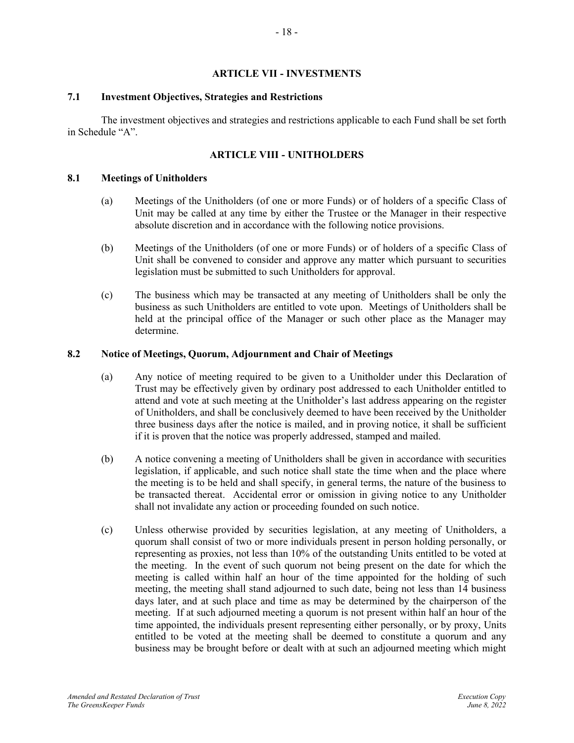## ARTICLE VII - INVESTMENTS

### 7.1 Investment Objectives, Strategies and Restrictions

The investment objectives and strategies and restrictions applicable to each Fund shall be set forth in Schedule "A".

## ARTICLE VIII - UNITHOLDERS

### 8.1 Meetings of Unitholders

(a) Meetings of the Unitholders (of one or more Funds) or of holders of a specific Class of Unit may be called at any time by either the Trustee or the Manager in their respective absolute discretion and in accordance with the following notice provisions.

(b) Meetings of the Unitholders (of one or more Funds) or of holders of a specific Class of Unit shall be convened to consider and approve any matter which pursuant to securities legislation must be submitted to such Unitholders for approval.

(c) The business which may be transacted at any meeting of Unitholders shall be only the business as such Unitholders are entitled to vote upon. Meetings of Unitholders shall be held at the principal office of the Manager or such other place as the Manager may determine.

### 8.2 Notice of Meetings, Quorum, Adjournment and Chair of Meetings

(a) Any notice of meeting required to be given to a Unitholder under this Declaration of Trust may be effectively given by ordinary post addressed to each Unitholder entitled to attend and vote at such meeting at the Unitholder's last address appearing on the register of Unitholders, and shall be conclusively deemed to have been received by the Unitholder three business days after the notice is mailed, and in proving notice, it shall be sufficient if it is proven that the notice was properly addressed, stamped and mailed.

(b) A notice convening a meeting of Unitholders shall be given in accordance with securities legislation, if applicable, and such notice shall state the time when and the place where the meeting is to be held and shall specify, in general terms, the nature of the business to be transacted thereat. Accidental error or omission in giving notice to any Unitholder shall not invalidate any action or proceeding founded on such notice.

(c) Unless otherwise provided by securities legislation, at any meeting of Unitholders, a quorum shall consist of two or more individuals present in person holding personally, or representing as proxies, not less than 10% of the outstanding Units entitled to be voted at the meeting. In the event of such quorum not being present on the date for which the meeting is called within half an hour of the time appointed for the holding of such meeting, the meeting shall stand adjourned to such date, being not less than 14 business days later, and at such place and time as may be determined by the chairperson of the meeting. If at such adjourned meeting a quorum is not present within half an hour of the time appointed, the individuals present representing either personally, or by proxy, Units entitled to be voted at the meeting shall be deemed to constitute a quorum and any business may be brought before or dealt with at such an adjourned meeting which might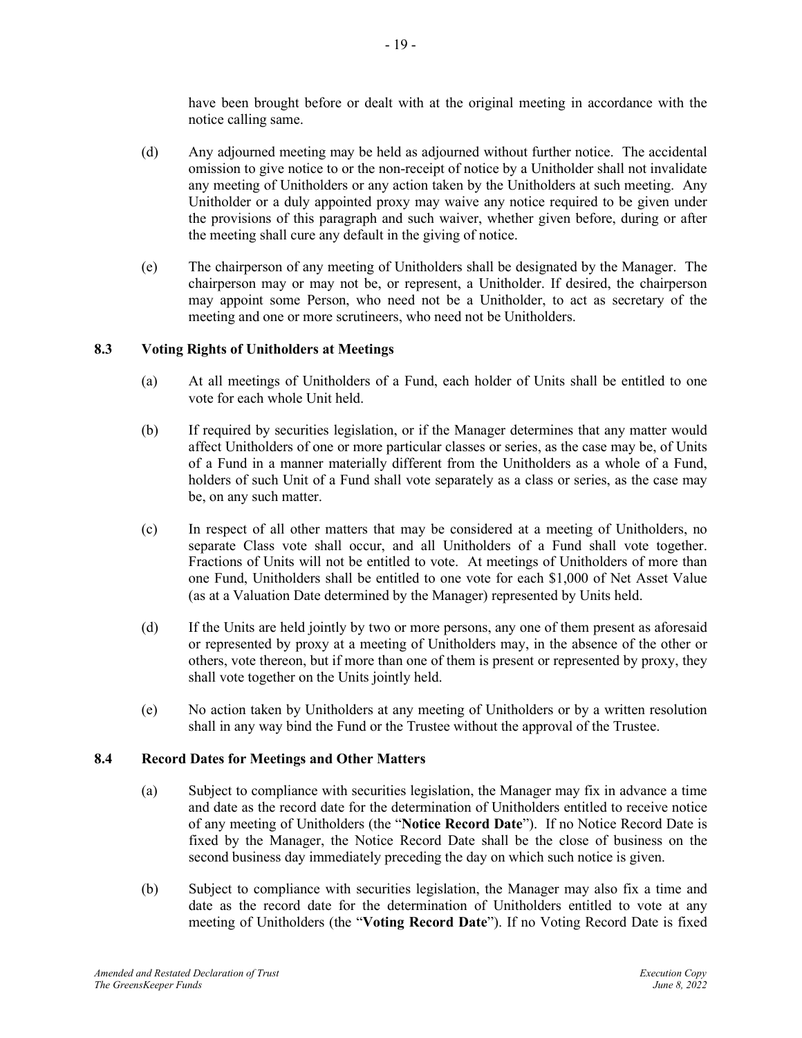have been brought before or dealt with at the original meeting in accordance with the notice calling same.

(d) Any adjourned meeting may be held as adjourned without further notice. The accidental omission to give notice to or the non-receipt of notice by a Unitholder shall not invalidate any meeting of Unitholders or any action taken by the Unitholders at such meeting. Any Unitholder or a duly appointed proxy may waive any notice required to be given under the provisions of this paragraph and such waiver, whether given before, during or after the meeting shall cure any default in the giving of notice.

(e) The chairperson of any meeting of Unitholders shall be designated by the Manager. The chairperson may or may not be, or represent, a Unitholder. If desired, the chairperson may appoint some Person, who need not be a Unitholder, to act as secretary of the meeting and one or more scrutineers, who need not be Unitholders.

### 8.3 Voting Rights of Unitholders at Meetings

(a) At all meetings of Unitholders of a Fund, each holder of Units shall be entitled to one vote for each whole Unit held.

(b) If required by securities legislation, or if the Manager determines that any matter would affect Unitholders of one or more particular classes or series, as the case may be, of Units of a Fund in a manner materially different from the Unitholders as a whole of a Fund, holders of such Unit of a Fund shall vote separately as a class or series, as the case may be, on any such matter.

(c) In respect of all other matters that may be considered at a meeting of Unitholders, no separate Class vote shall occur, and all Unitholders of a Fund shall vote together. Fractions of Units will not be entitled to vote. At meetings of Unitholders of more than one Fund, Unitholders shall be entitled to one vote for each $1,000 of Net Asset Value (as at a Valuation Date determined by the Manager) represented by Units held.

(d) If the Units are held jointly by two or more persons, any one of them present as aforesaid or represented by proxy at a meeting of Unitholders may, in the absence of the other or others, vote thereon, but if more than one of them is present or represented by proxy, they shall vote together on the Units jointly held.

(e) No action taken by Unitholders at any meeting of Unitholders or by a written resolution shall in any way bind the Fund or the Trustee without the approval of the Trustee.

### 8.4 Record Dates for Meetings and Other Matters

(a) Subject to compliance with securities legislation, the Manager may fix in advance a time and date as the record date for the determination of Unitholders entitled to receive notice of any meeting of Unitholders (the "**Notice Record Date**"). If no Notice Record Date is fixed by the Manager, the Notice Record Date shall be the close of business on the second business day immediately preceding the day on which such notice is given.

(b) Subject to compliance with securities legislation, the Manager may also fix a time and date as the record date for the determination of Unitholders entitled to vote at any meeting of Unitholders (the "**Voting Record Date**"). If no Voting Record Date is fixed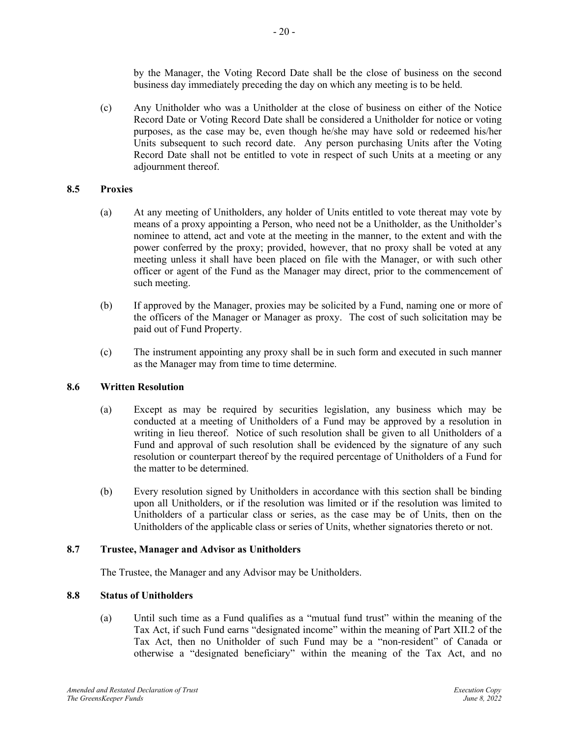by the Manager, the Voting Record Date shall be the close of business on the second business day immediately preceding the day on which any meeting is to be held.

(c) Any Unitholder who was a Unitholder at the close of business on either of the Notice Record Date or Voting Record Date shall be considered a Unitholder for notice or voting purposes, as the case may be, even though he/she may have sold or redeemed his/her Units subsequent to such record date. Any person purchasing Units after the Voting Record Date shall not be entitled to vote in respect of such Units at a meeting or any adjournment thereof.

### 8.5 Proxies

(a) At any meeting of Unitholders, any holder of Units entitled to vote thereat may vote by means of a proxy appointing a Person, who need not be a Unitholder, as the Unitholder's nominee to attend, act and vote at the meeting in the manner, to the extent and with the power conferred by the proxy; provided, however, that no proxy shall be voted at any meeting unless it shall have been placed on file with the Manager, or with such other officer or agent of the Fund as the Manager may direct, prior to the commencement of such meeting.

(b) If approved by the Manager, proxies may be solicited by a Fund, naming one or more of the officers of the Manager or Manager as proxy. The cost of such solicitation may be paid out of Fund Property.

(c) The instrument appointing any proxy shall be in such form and executed in such manner as the Manager may from time to time determine.

### 8.6 Written Resolution

(a) Except as may be required by securities legislation, any business which may be conducted at a meeting of Unitholders of a Fund may be approved by a resolution in writing in lieu thereof. Notice of such resolution shall be given to all Unitholders of a Fund and approval of such resolution shall be evidenced by the signature of any such resolution or counterpart thereof by the required percentage of Unitholders of a Fund for the matter to be determined.

(b) Every resolution signed by Unitholders in accordance with this section shall be binding upon all Unitholders, or if the resolution was limited or if the resolution was limited to Unitholders of a particular class or series, as the case may be of Units, then on the Unitholders of the applicable class or series of Units, whether signatories thereto or not.

### 8.7 Trustee, Manager and Advisor as Unitholders

The Trustee, the Manager and any Advisor may be Unitholders.

### 8.8 Status of Unitholders

(a) Until such time as a Fund qualifies as a "mutual fund trust" within the meaning of the Tax Act, if such Fund earns "designated income" within the meaning of Part XII.2 of the Tax Act, then no Unitholder of such Fund may be a "non-resident" of Canada or otherwise a "designated beneficiary" within the meaning of the Tax Act, and no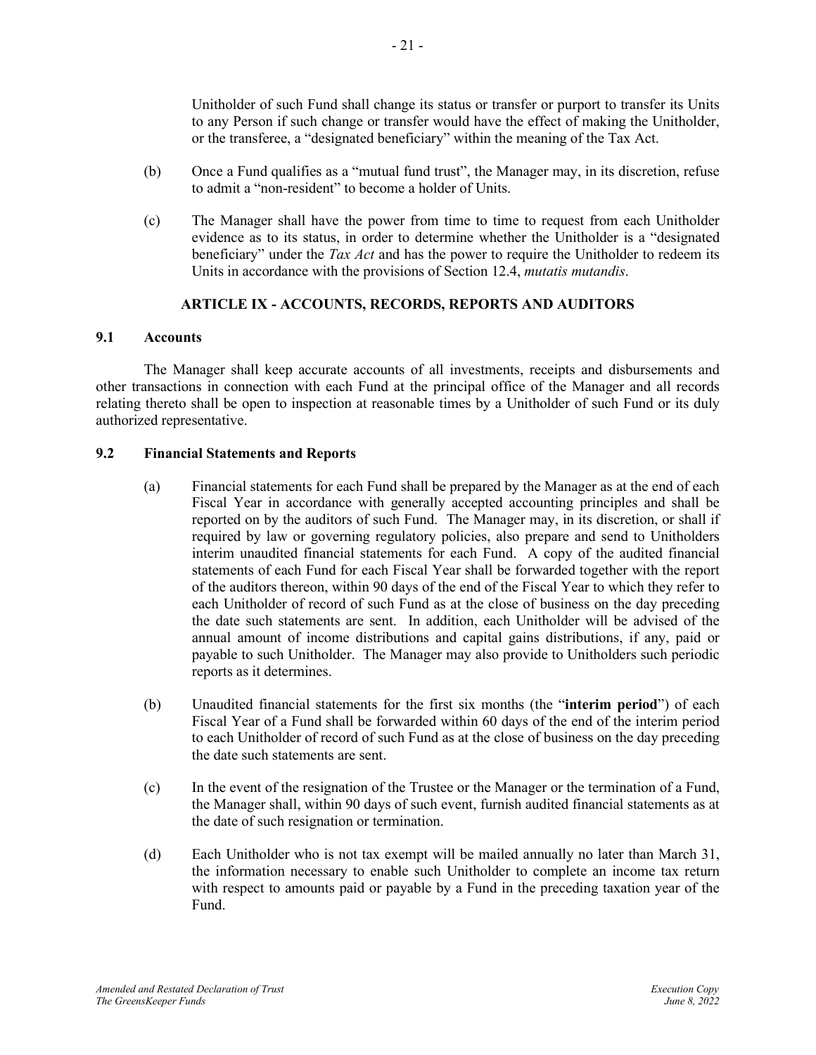Unitholder of such Fund shall change its status or transfer or purport to transfer its Units to any Person if such change or transfer would have the effect of making the Unitholder, or the transferee, a "designated beneficiary" within the meaning of the Tax Act.

(b) Once a Fund qualifies as a "mutual fund trust", the Manager may, in its discretion, refuse to admit a "non-resident" to become a holder of Units.

(c) The Manager shall have the power from time to time to request from each Unitholder evidence as to its status, in order to determine whether the Unitholder is a "designated beneficiary" under the *Tax Act* and has the power to require the Unitholder to redeem its Units in accordance with the provisions of Section 12.4, *mutatis mutandis*.

## ARTICLE IX - ACCOUNTS, RECORDS, REPORTS AND AUDITORS

### 9.1 Accounts

The Manager shall keep accurate accounts of all investments, receipts and disbursements and other transactions in connection with each Fund at the principal office of the Manager and all records relating thereto shall be open to inspection at reasonable times by a Unitholder of such Fund or its duly authorized representative.

### 9.2 Financial Statements and Reports

(a) Financial statements for each Fund shall be prepared by the Manager as at the end of each Fiscal Year in accordance with generally accepted accounting principles and shall be reported on by the auditors of such Fund. The Manager may, in its discretion, or shall if required by law or governing regulatory policies, also prepare and send to Unitholders interim unaudited financial statements for each Fund. A copy of the audited financial statements of each Fund for each Fiscal Year shall be forwarded together with the report of the auditors thereon, within 90 days of the end of the Fiscal Year to which they refer to each Unitholder of record of such Fund as at the close of business on the day preceding the date such statements are sent. In addition, each Unitholder will be advised of the annual amount of income distributions and capital gains distributions, if any, paid or payable to such Unitholder. The Manager may also provide to Unitholders such periodic reports as it determines.

(b) Unaudited financial statements for the first six months (the "**interim period**") of each Fiscal Year of a Fund shall be forwarded within 60 days of the end of the interim period to each Unitholder of record of such Fund as at the close of business on the day preceding the date such statements are sent.

(c) In the event of the resignation of the Trustee or the Manager or the termination of a Fund, the Manager shall, within 90 days of such event, furnish audited financial statements as at the date of such resignation or termination.

(d) Each Unitholder who is not tax exempt will be mailed annually no later than March 31, the information necessary to enable such Unitholder to complete an income tax return with respect to amounts paid or payable by a Fund in the preceding taxation year of the Fund.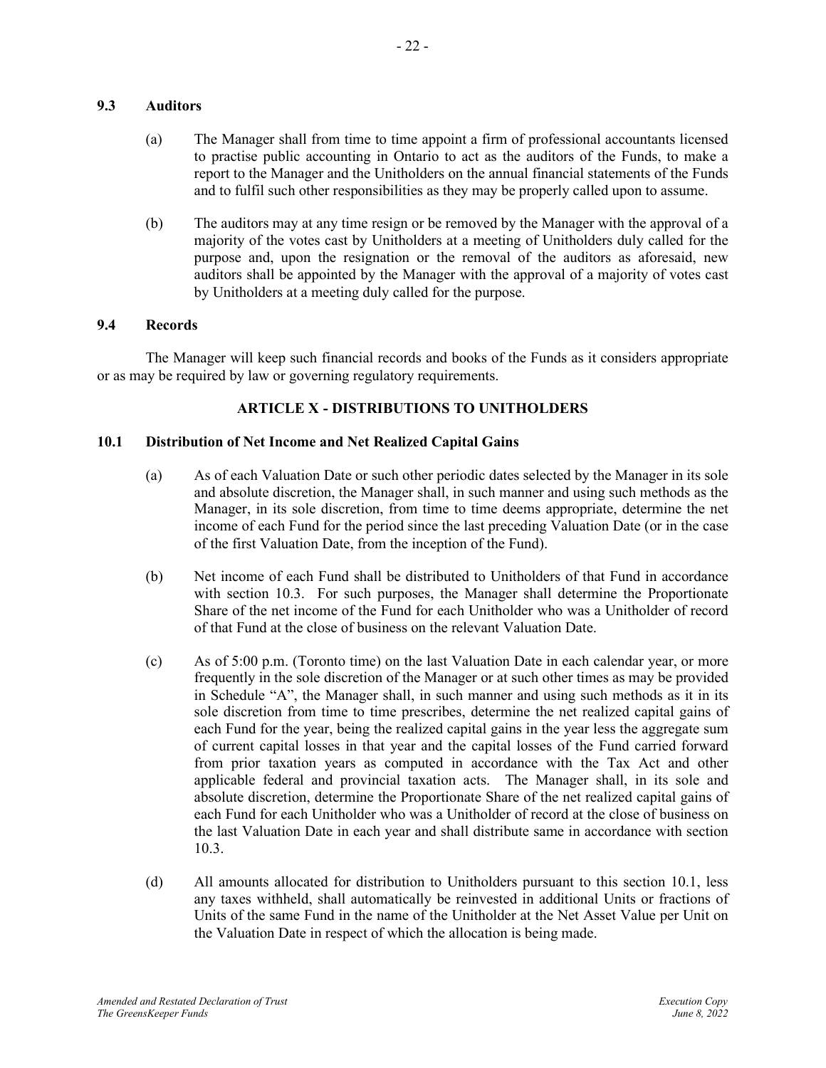### 9.3 Auditors

(a) The Manager shall from time to time appoint a firm of professional accountants licensed to practise public accounting in Ontario to act as the auditors of the Funds, to make a report to the Manager and the Unitholders on the annual financial statements of the Funds and to fulfil such other responsibilities as they may be properly called upon to assume.

(b) The auditors may at any time resign or be removed by the Manager with the approval of a majority of the votes cast by Unitholders at a meeting of Unitholders duly called for the purpose and, upon the resignation or the removal of the auditors as aforesaid, new auditors shall be appointed by the Manager with the approval of a majority of votes cast by Unitholders at a meeting duly called for the purpose.

### 9.4 Records

The Manager will keep such financial records and books of the Funds as it considers appropriate or as may be required by law or governing regulatory requirements.

## ARTICLE X - DISTRIBUTIONS TO UNITHOLDERS

### 10.1 Distribution of Net Income and Net Realized Capital Gains

(a) As of each Valuation Date or such other periodic dates selected by the Manager in its sole and absolute discretion, the Manager shall, in such manner and using such methods as the Manager, in its sole discretion, from time to time deems appropriate, determine the net income of each Fund for the period since the last preceding Valuation Date (or in the case of the first Valuation Date, from the inception of the Fund).

(b) Net income of each Fund shall be distributed to Unitholders of that Fund in accordance with section 10.3. For such purposes, the Manager shall determine the Proportionate Share of the net income of the Fund for each Unitholder who was a Unitholder of record of that Fund at the close of business on the relevant Valuation Date.

(c) As of 5:00 p.m. (Toronto time) on the last Valuation Date in each calendar year, or more frequently in the sole discretion of the Manager or at such other times as may be provided in Schedule "A", the Manager shall, in such manner and using such methods as it in its sole discretion from time to time prescribes, determine the net realized capital gains of each Fund for the year, being the realized capital gains in the year less the aggregate sum of current capital losses in that year and the capital losses of the Fund carried forward from prior taxation years as computed in accordance with the Tax Act and other applicable federal and provincial taxation acts. The Manager shall, in its sole and absolute discretion, determine the Proportionate Share of the net realized capital gains of each Fund for each Unitholder who was a Unitholder of record at the close of business on the last Valuation Date in each year and shall distribute same in accordance with section 10.3.

(d) All amounts allocated for distribution to Unitholders pursuant to this section 10.1, less any taxes withheld, shall automatically be reinvested in additional Units or fractions of Units of the same Fund in the name of the Unitholder at the Net Asset Value per Unit on the Valuation Date in respect of which the allocation is being made.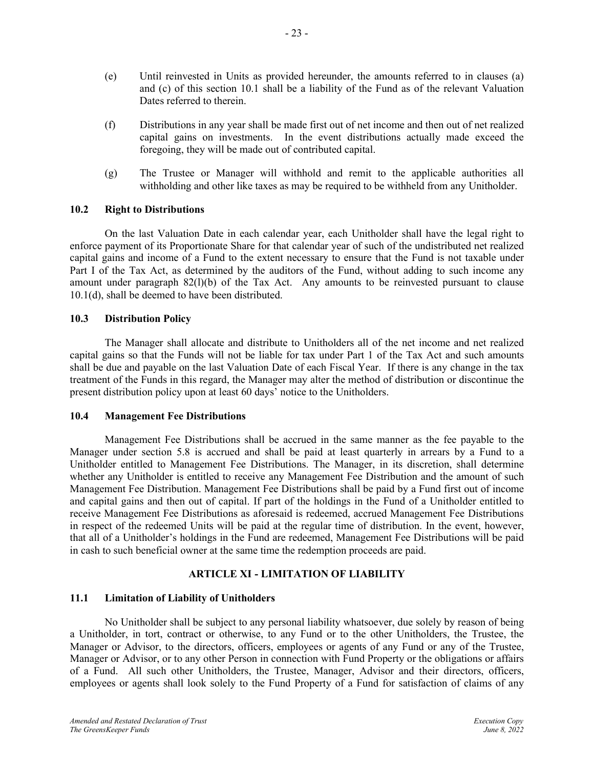(e) Until reinvested in Units as provided hereunder, the amounts referred to in clauses (a) and (c) of this section 10.1 shall be a liability of the Fund as of the relevant Valuation Dates referred to therein.

(f) Distributions in any year shall be made first out of net income and then out of net realized capital gains on investments. In the event distributions actually made exceed the foregoing, they will be made out of contributed capital.

(g) The Trustee or Manager will withhold and remit to the applicable authorities all withholding and other like taxes as may be required to be withheld from any Unitholder.

### 10.2 Right to Distributions

On the last Valuation Date in each calendar year, each Unitholder shall have the legal right to enforce payment of its Proportionate Share for that calendar year of such of the undistributed net realized capital gains and income of a Fund to the extent necessary to ensure that the Fund is not taxable under Part I of the Tax Act, as determined by the auditors of the Fund, without adding to such income any amount under paragraph 82(l)(b) of the Tax Act. Any amounts to be reinvested pursuant to clause 10.1(d), shall be deemed to have been distributed.

### 10.3 Distribution Policy

The Manager shall allocate and distribute to Unitholders all of the net income and net realized capital gains so that the Funds will not be liable for tax under Part 1 of the Tax Act and such amounts shall be due and payable on the last Valuation Date of each Fiscal Year. If there is any change in the tax treatment of the Funds in this regard, the Manager may alter the method of distribution or discontinue the present distribution policy upon at least 60 days' notice to the Unitholders.

### 10.4 Management Fee Distributions

Management Fee Distributions shall be accrued in the same manner as the fee payable to the Manager under section 5.8 is accrued and shall be paid at least quarterly in arrears by a Fund to a Unitholder entitled to Management Fee Distributions. The Manager, in its discretion, shall determine whether any Unitholder is entitled to receive any Management Fee Distribution and the amount of such Management Fee Distribution. Management Fee Distributions shall be paid by a Fund first out of income and capital gains and then out of capital. If part of the holdings in the Fund of a Unitholder entitled to receive Management Fee Distributions as aforesaid is redeemed, accrued Management Fee Distributions in respect of the redeemed Units will be paid at the regular time of distribution. In the event, however, that all of a Unitholder's holdings in the Fund are redeemed, Management Fee Distributions will be paid in cash to such beneficial owner at the same time the redemption proceeds are paid.

## ARTICLE XI - LIMITATION OF LIABILITY

### 11.1 Limitation of Liability of Unitholders

No Unitholder shall be subject to any personal liability whatsoever, due solely by reason of being a Unitholder, in tort, contract or otherwise, to any Fund or to the other Unitholders, the Trustee, the Manager or Advisor, to the directors, officers, employees or agents of any Fund or any of the Trustee, Manager or Advisor, or to any other Person in connection with Fund Property or the obligations or affairs of a Fund. All such other Unitholders, the Trustee, Manager, Advisor and their directors, officers, employees or agents shall look solely to the Fund Property of a Fund for satisfaction of claims of any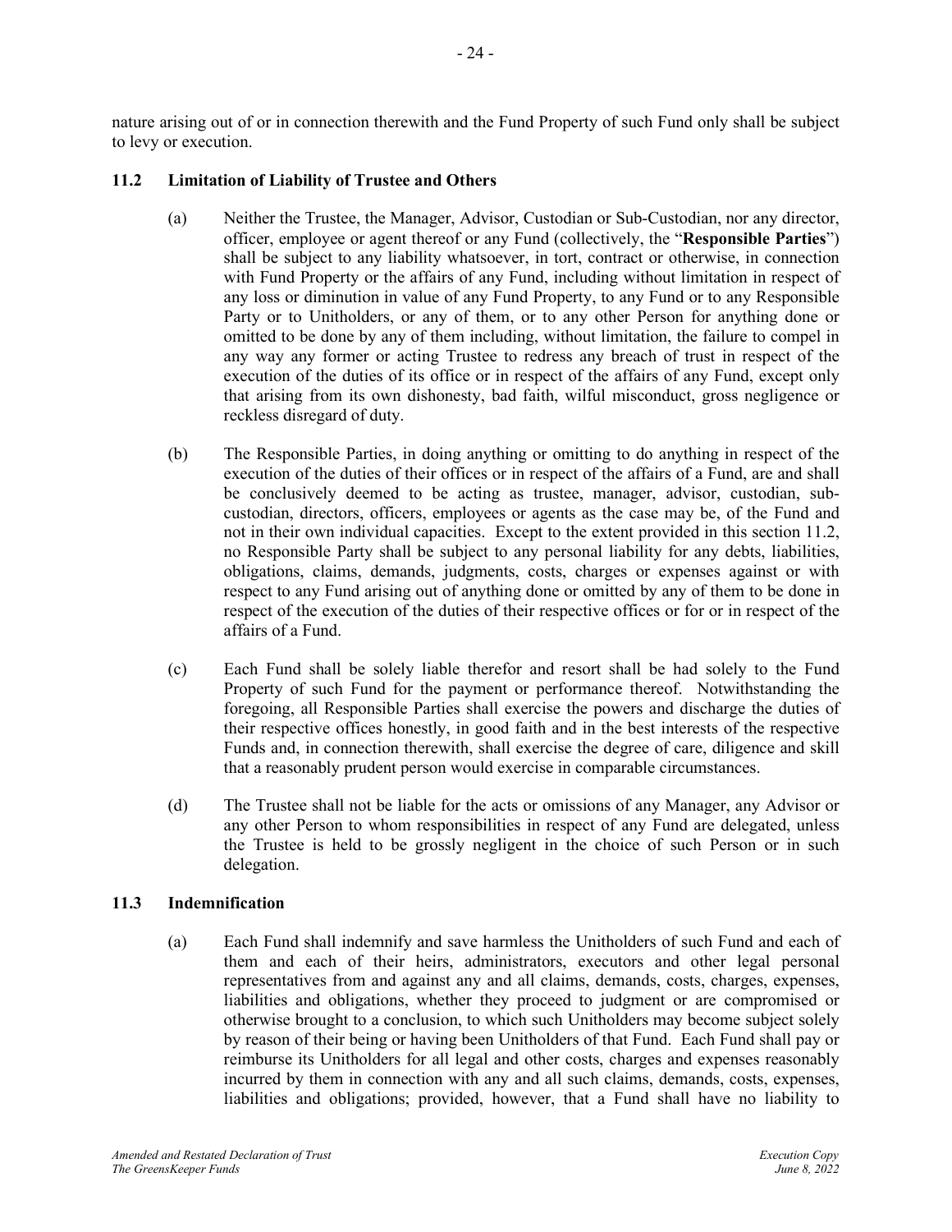nature arising out of or in connection therewith and the Fund Property of such Fund only shall be subject to levy or execution.

### 11.2 Limitation of Liability of Trustee and Others

(a) Neither the Trustee, the Manager, Advisor, Custodian or Sub-Custodian, nor any director, officer, employee or agent thereof or any Fund (collectively, the "**Responsible Parties**") shall be subject to any liability whatsoever, in tort, contract or otherwise, in connection with Fund Property or the affairs of any Fund, including without limitation in respect of any loss or diminution in value of any Fund Property, to any Fund or to any Responsible Party or to Unitholders, or any of them, or to any other Person for anything done or omitted to be done by any of them including, without limitation, the failure to compel in any way any former or acting Trustee to redress any breach of trust in respect of the execution of the duties of its office or in respect of the affairs of any Fund, except only that arising from its own dishonesty, bad faith, wilful misconduct, gross negligence or reckless disregard of duty.

(b) The Responsible Parties, in doing anything or omitting to do anything in respect of the execution of the duties of their offices or in respect of the affairs of a Fund, are and shall be conclusively deemed to be acting as trustee, manager, advisor, custodian, sub-custodian, directors, officers, employees or agents as the case may be, of the Fund and not in their own individual capacities. Except to the extent provided in this section 11.2, no Responsible Party shall be subject to any personal liability for any debts, liabilities, obligations, claims, demands, judgments, costs, charges or expenses against or with respect to any Fund arising out of anything done or omitted by any of them to be done in respect of the execution of the duties of their respective offices or for or in respect of the affairs of a Fund.

(c) Each Fund shall be solely liable therefor and resort shall be had solely to the Fund Property of such Fund for the payment or performance thereof. Notwithstanding the foregoing, all Responsible Parties shall exercise the powers and discharge the duties of their respective offices honestly, in good faith and in the best interests of the respective Funds and, in connection therewith, shall exercise the degree of care, diligence and skill that a reasonably prudent person would exercise in comparable circumstances.

(d) The Trustee shall not be liable for the acts or omissions of any Manager, any Advisor or any other Person to whom responsibilities in respect of any Fund are delegated, unless the Trustee is held to be grossly negligent in the choice of such Person or in such delegation.

### 11.3 Indemnification

(a) Each Fund shall indemnify and save harmless the Unitholders of such Fund and each of them and each of their heirs, administrators, executors and other legal personal representatives from and against any and all claims, demands, costs, charges, expenses, liabilities and obligations, whether they proceed to judgment or are compromised or otherwise brought to a conclusion, to which such Unitholders may become subject solely by reason of their being or having been Unitholders of that Fund. Each Fund shall pay or reimburse its Unitholders for all legal and other costs, charges and expenses reasonably incurred by them in connection with any and all such claims, demands, costs, expenses, liabilities and obligations; provided, however, that a Fund shall have no liability to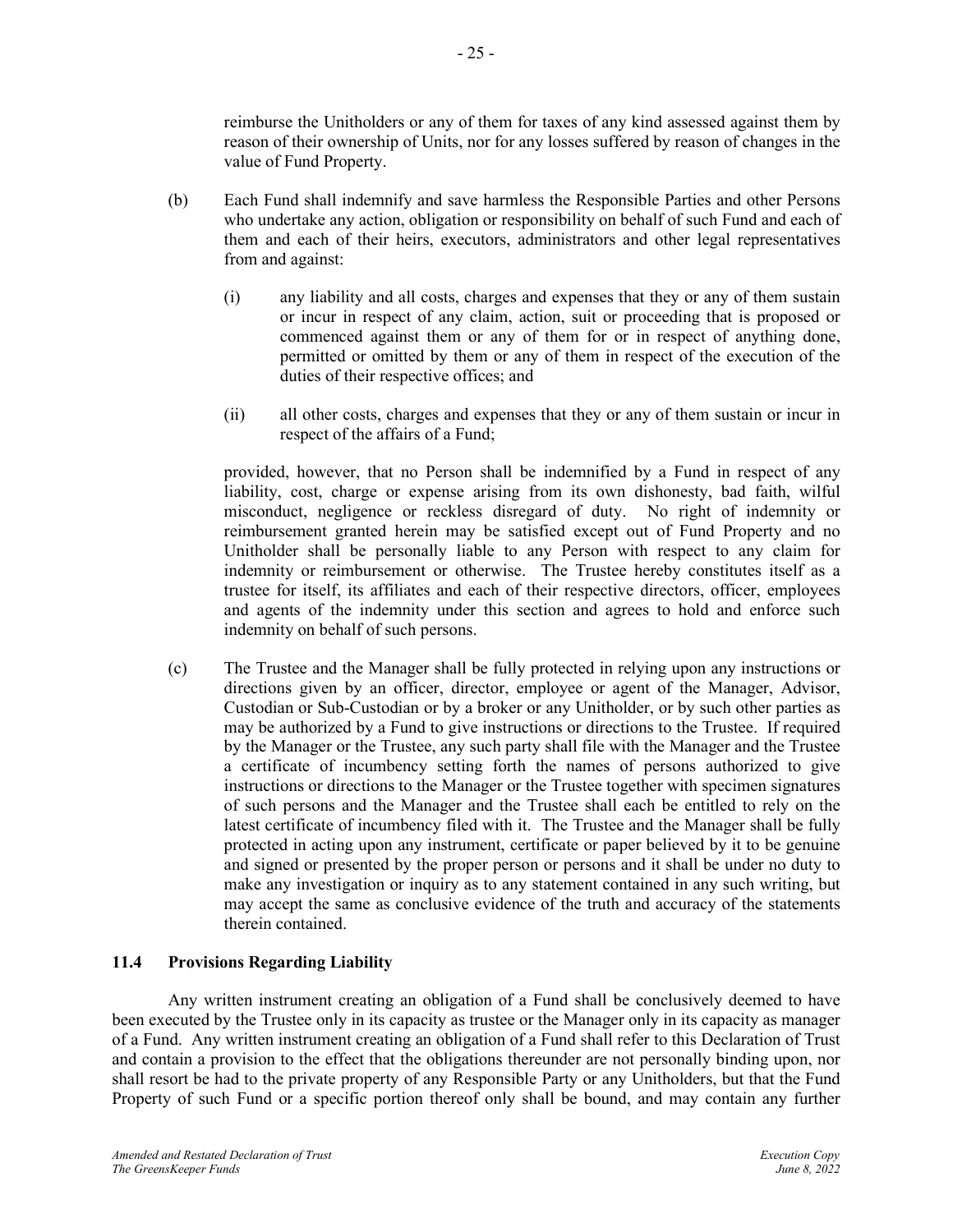reimburse the Unitholders or any of them for taxes of any kind assessed against them by reason of their ownership of Units, nor for any losses suffered by reason of changes in the value of Fund Property.

(b) Each Fund shall indemnify and save harmless the Responsible Parties and other Persons who undertake any action, obligation or responsibility on behalf of such Fund and each of them and each of their heirs, executors, administrators and other legal representatives from and against:

(i) any liability and all costs, charges and expenses that they or any of them sustain or incur in respect of any claim, action, suit or proceeding that is proposed or commenced against them or any of them for or in respect of anything done, permitted or omitted by them or any of them in respect of the execution of the duties of their respective offices; and

(ii) all other costs, charges and expenses that they or any of them sustain or incur in respect of the affairs of a Fund;

provided, however, that no Person shall be indemnified by a Fund in respect of any liability, cost, charge or expense arising from its own dishonesty, bad faith, wilful misconduct, negligence or reckless disregard of duty. No right of indemnity or reimbursement granted herein may be satisfied except out of Fund Property and no Unitholder shall be personally liable to any Person with respect to any claim for indemnity or reimbursement or otherwise. The Trustee hereby constitutes itself as a trustee for itself, its affiliates and each of their respective directors, officer, employees and agents of the indemnity under this section and agrees to hold and enforce such indemnity on behalf of such persons.

(c) The Trustee and the Manager shall be fully protected in relying upon any instructions or directions given by an officer, director, employee or agent of the Manager, Advisor, Custodian or Sub-Custodian or by a broker or any Unitholder, or by such other parties as may be authorized by a Fund to give instructions or directions to the Trustee. If required by the Manager or the Trustee, any such party shall file with the Manager and the Trustee a certificate of incumbency setting forth the names of persons authorized to give instructions or directions to the Manager or the Trustee together with specimen signatures of such persons and the Manager and the Trustee shall each be entitled to rely on the latest certificate of incumbency filed with it. The Trustee and the Manager shall be fully protected in acting upon any instrument, certificate or paper believed by it to be genuine and signed or presented by the proper person or persons and it shall be under no duty to make any investigation or inquiry as to any statement contained in any such writing, but may accept the same as conclusive evidence of the truth and accuracy of the statements therein contained.

### 11.4 Provisions Regarding Liability

Any written instrument creating an obligation of a Fund shall be conclusively deemed to have been executed by the Trustee only in its capacity as trustee or the Manager only in its capacity as manager of a Fund. Any written instrument creating an obligation of a Fund shall refer to this Declaration of Trust and contain a provision to the effect that the obligations thereunder are not personally binding upon, nor shall resort be had to the private property of any Responsible Party or any Unitholders, but that the Fund Property of such Fund or a specific portion thereof only shall be bound, and may contain any further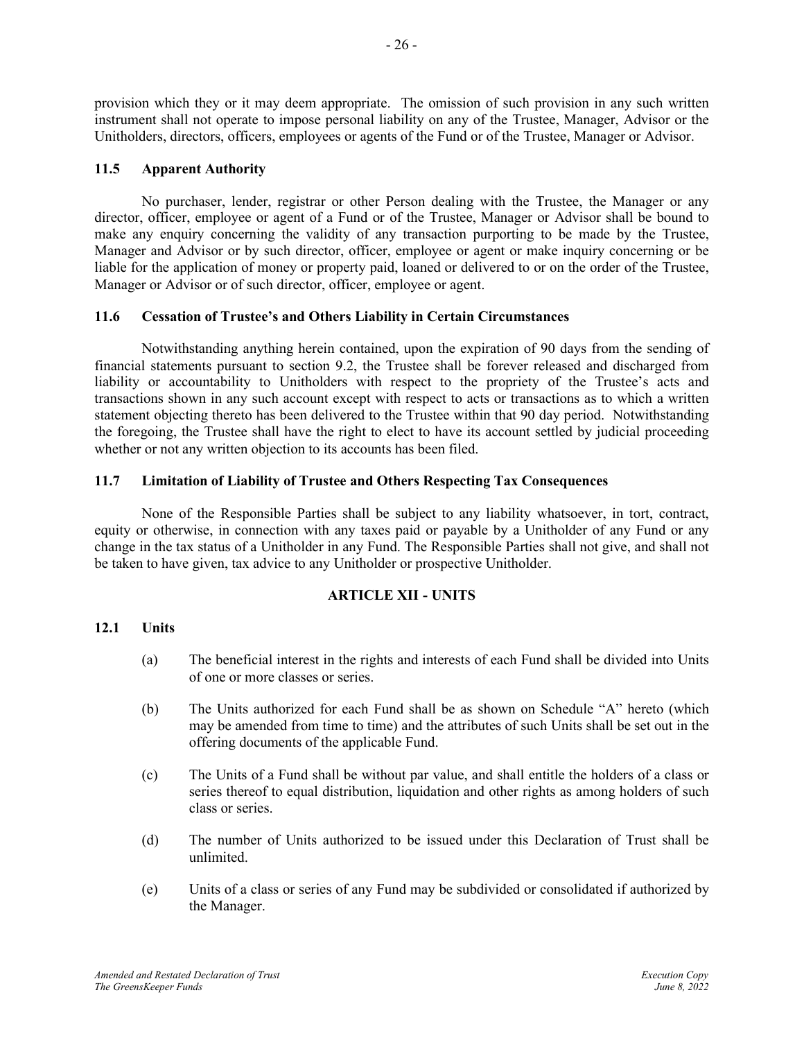provision which they or it may deem appropriate. The omission of such provision in any such written instrument shall not operate to impose personal liability on any of the Trustee, Manager, Advisor or the Unitholders, directors, officers, employees or agents of the Fund or of the Trustee, Manager or Advisor.

### 11.5 Apparent Authority

No purchaser, lender, registrar or other Person dealing with the Trustee, the Manager or any director, officer, employee or agent of a Fund or of the Trustee, Manager or Advisor shall be bound to make any enquiry concerning the validity of any transaction purporting to be made by the Trustee, Manager and Advisor or by such director, officer, employee or agent or make inquiry concerning or be liable for the application of money or property paid, loaned or delivered to or on the order of the Trustee, Manager or Advisor or of such director, officer, employee or agent.

### 11.6 Cessation of Trustee's and Others Liability in Certain Circumstances

Notwithstanding anything herein contained, upon the expiration of 90 days from the sending of financial statements pursuant to section 9.2, the Trustee shall be forever released and discharged from liability or accountability to Unitholders with respect to the propriety of the Trustee's acts and transactions shown in any such account except with respect to acts or transactions as to which a written statement objecting thereto has been delivered to the Trustee within that 90 day period. Notwithstanding the foregoing, the Trustee shall have the right to elect to have its account settled by judicial proceeding whether or not any written objection to its accounts has been filed.

### 11.7 Limitation of Liability of Trustee and Others Respecting Tax Consequences

None of the Responsible Parties shall be subject to any liability whatsoever, in tort, contract, equity or otherwise, in connection with any taxes paid or payable by a Unitholder of any Fund or any change in the tax status of a Unitholder in any Fund. The Responsible Parties shall not give, and shall not be taken to have given, tax advice to any Unitholder or prospective Unitholder.

## ARTICLE XII - UNITS

### 12.1 Units

(a) The beneficial interest in the rights and interests of each Fund shall be divided into Units of one or more classes or series.

(b) The Units authorized for each Fund shall be as shown on Schedule "A" hereto (which may be amended from time to time) and the attributes of such Units shall be set out in the offering documents of the applicable Fund.

(c) The Units of a Fund shall be without par value, and shall entitle the holders of a class or series thereof to equal distribution, liquidation and other rights as among holders of such class or series.

(d) The number of Units authorized to be issued under this Declaration of Trust shall be unlimited.

(e) Units of a class or series of any Fund may be subdivided or consolidated if authorized by the Manager.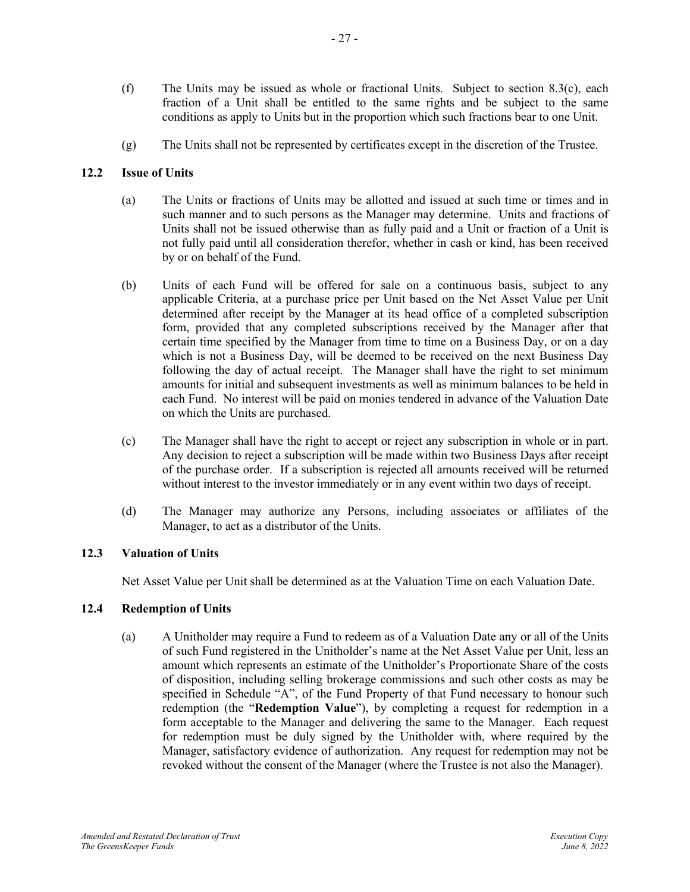(f) The Units may be issued as whole or fractional Units. Subject to section 8.3(c), each fraction of a Unit shall be entitled to the same rights and be subject to the same conditions as apply to Units but in the proportion which such fractions bear to one Unit.

(g) The Units shall not be represented by certificates except in the discretion of the Trustee.

### 12.2 Issue of Units

(a) The Units or fractions of Units may be allotted and issued at such time or times and in such manner and to such persons as the Manager may determine. Units and fractions of Units shall not be issued otherwise than as fully paid and a Unit or fraction of a Unit is not fully paid until all consideration therefor, whether in cash or kind, has been received by or on behalf of the Fund.

(b) Units of each Fund will be offered for sale on a continuous basis, subject to any applicable Criteria, at a purchase price per Unit based on the Net Asset Value per Unit determined after receipt by the Manager at its head office of a completed subscription form, provided that any completed subscriptions received by the Manager after that certain time specified by the Manager from time to time on a Business Day, or on a day which is not a Business Day, will be deemed to be received on the next Business Day following the day of actual receipt. The Manager shall have the right to set minimum amounts for initial and subsequent investments as well as minimum balances to be held in each Fund. No interest will be paid on monies tendered in advance of the Valuation Date on which the Units are purchased.

(c) The Manager shall have the right to accept or reject any subscription in whole or in part. Any decision to reject a subscription will be made within two Business Days after receipt of the purchase order. If a subscription is rejected all amounts received will be returned without interest to the investor immediately or in any event within two days of receipt.

(d) The Manager may authorize any Persons, including associates or affiliates of the Manager, to act as a distributor of the Units.

### 12.3 Valuation of Units

Net Asset Value per Unit shall be determined as at the Valuation Time on each Valuation Date.

### 12.4 Redemption of Units

(a) A Unitholder may require a Fund to redeem as of a Valuation Date any or all of the Units of such Fund registered in the Unitholder's name at the Net Asset Value per Unit, less an amount which represents an estimate of the Unitholder's Proportionate Share of the costs of disposition, including selling brokerage commissions and such other costs as may be specified in Schedule "A", of the Fund Property of that Fund necessary to honour such redemption (the "**Redemption Value**"), by completing a request for redemption in a form acceptable to the Manager and delivering the same to the Manager. Each request for redemption must be duly signed by the Unitholder with, where required by the Manager, satisfactory evidence of authorization. Any request for redemption may not be revoked without the consent of the Manager (where the Trustee is not also the Manager).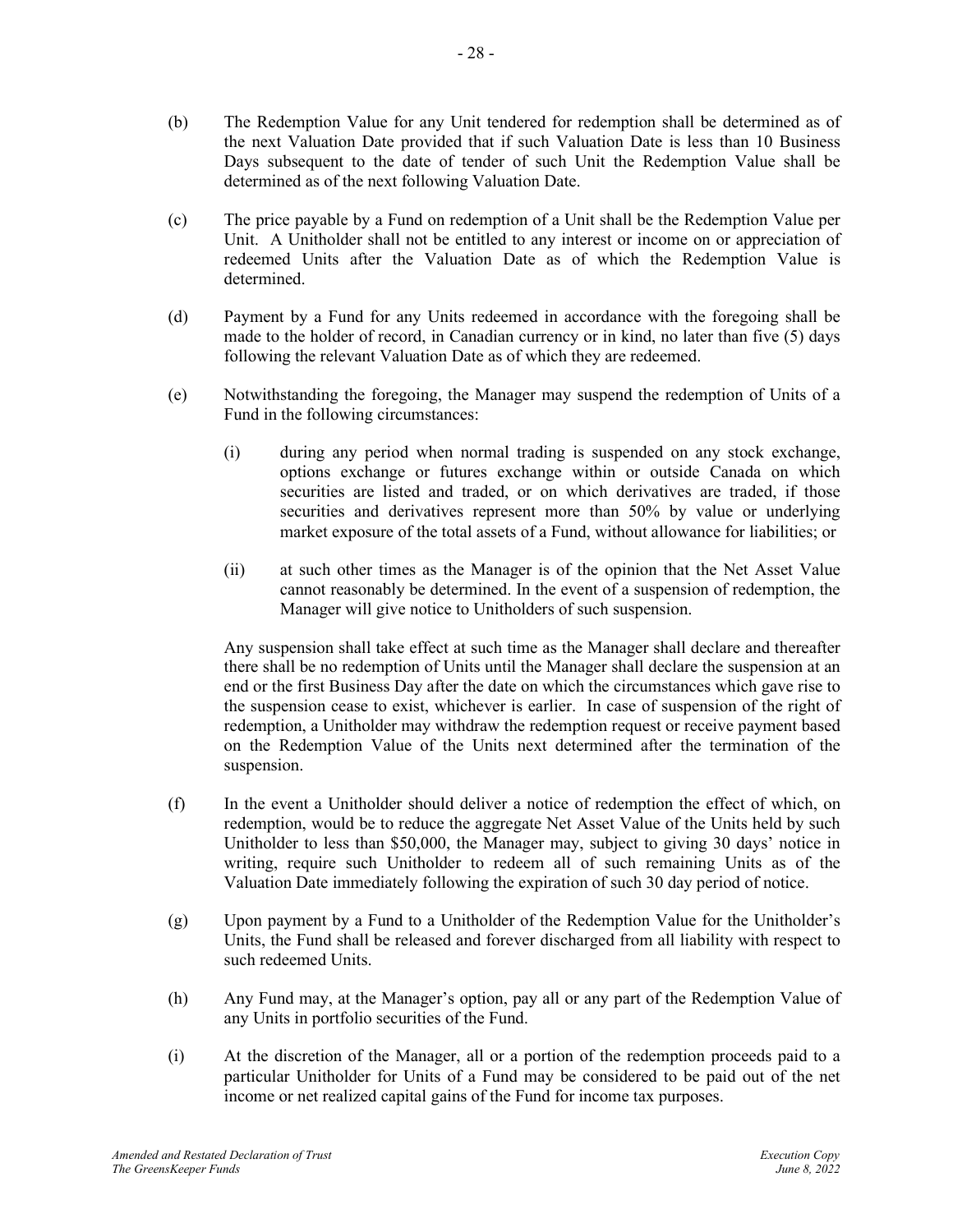(b) The Redemption Value for any Unit tendered for redemption shall be determined as of the next Valuation Date provided that if such Valuation Date is less than 10 Business Days subsequent to the date of tender of such Unit the Redemption Value shall be determined as of the next following Valuation Date.

(c) The price payable by a Fund on redemption of a Unit shall be the Redemption Value per Unit. A Unitholder shall not be entitled to any interest or income on or appreciation of redeemed Units after the Valuation Date as of which the Redemption Value is determined.

(d) Payment by a Fund for any Units redeemed in accordance with the foregoing shall be made to the holder of record, in Canadian currency or in kind, no later than five (5) days following the relevant Valuation Date as of which they are redeemed.

(e) Notwithstanding the foregoing, the Manager may suspend the redemption of Units of a Fund in the following circumstances:

   (i) during any period when normal trading is suspended on any stock exchange, options exchange or futures exchange within or outside Canada on which securities are listed and traded, or on which derivatives are traded, if those securities and derivatives represent more than 50% by value or underlying market exposure of the total assets of a Fund, without allowance for liabilities; or

   (ii) at such other times as the Manager is of the opinion that the Net Asset Value cannot reasonably be determined. In the event of a suspension of redemption, the Manager will give notice to Unitholders of such suspension.

   Any suspension shall take effect at such time as the Manager shall declare and thereafter there shall be no redemption of Units until the Manager shall declare the suspension at an end or the first Business Day after the date on which the circumstances which gave rise to the suspension cease to exist, whichever is earlier. In case of suspension of the right of redemption, a Unitholder may withdraw the redemption request or receive payment based on the Redemption Value of the Units next determined after the termination of the suspension.

(f) In the event a Unitholder should deliver a notice of redemption the effect of which, on redemption, would be to reduce the aggregate Net Asset Value of the Units held by such Unitholder to less than $50,000, the Manager may, subject to giving 30 days' notice in writing, require such Unitholder to redeem all of such remaining Units as of the Valuation Date immediately following the expiration of such 30 day period of notice.

(g) Upon payment by a Fund to a Unitholder of the Redemption Value for the Unitholder's Units, the Fund shall be released and forever discharged from all liability with respect to such redeemed Units.

(h) Any Fund may, at the Manager's option, pay all or any part of the Redemption Value of any Units in portfolio securities of the Fund.

(i) At the discretion of the Manager, all or a portion of the redemption proceeds paid to a particular Unitholder for Units of a Fund may be considered to be paid out of the net income or net realized capital gains of the Fund for income tax purposes.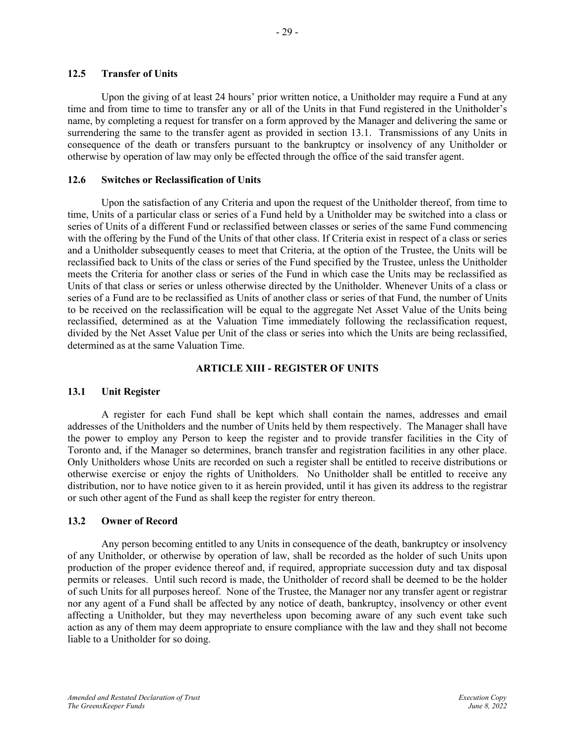### 12.5 Transfer of Units

Upon the giving of at least 24 hours' prior written notice, a Unitholder may require a Fund at any time and from time to time to transfer any or all of the Units in that Fund registered in the Unitholder's name, by completing a request for transfer on a form approved by the Manager and delivering the same or surrendering the same to the transfer agent as provided in section 13.1. Transmissions of any Units in consequence of the death or transfers pursuant to the bankruptcy or insolvency of any Unitholder or otherwise by operation of law may only be effected through the office of the said transfer agent.

### 12.6 Switches or Reclassification of Units

Upon the satisfaction of any Criteria and upon the request of the Unitholder thereof, from time to time, Units of a particular class or series of a Fund held by a Unitholder may be switched into a class or series of Units of a different Fund or reclassified between classes or series of the same Fund commencing with the offering by the Fund of the Units of that other class. If Criteria exist in respect of a class or series and a Unitholder subsequently ceases to meet that Criteria, at the option of the Trustee, the Units will be reclassified back to Units of the class or series of the Fund specified by the Trustee, unless the Unitholder meets the Criteria for another class or series of the Fund in which case the Units may be reclassified as Units of that class or series or unless otherwise directed by the Unitholder. Whenever Units of a class or series of a Fund are to be reclassified as Units of another class or series of that Fund, the number of Units to be received on the reclassification will be equal to the aggregate Net Asset Value of the Units being reclassified, determined as at the Valuation Time immediately following the reclassification request, divided by the Net Asset Value per Unit of the class or series into which the Units are being reclassified, determined as at the same Valuation Time.

## ARTICLE XIII - REGISTER OF UNITS

### 13.1 Unit Register

A register for each Fund shall be kept which shall contain the names, addresses and email addresses of the Unitholders and the number of Units held by them respectively. The Manager shall have the power to employ any Person to keep the register and to provide transfer facilities in the City of Toronto and, if the Manager so determines, branch transfer and registration facilities in any other place. Only Unitholders whose Units are recorded on such a register shall be entitled to receive distributions or otherwise exercise or enjoy the rights of Unitholders. No Unitholder shall be entitled to receive any distribution, nor to have notice given to it as herein provided, until it has given its address to the registrar or such other agent of the Fund as shall keep the register for entry thereon.

### 13.2 Owner of Record

Any person becoming entitled to any Units in consequence of the death, bankruptcy or insolvency of any Unitholder, or otherwise by operation of law, shall be recorded as the holder of such Units upon production of the proper evidence thereof and, if required, appropriate succession duty and tax disposal permits or releases. Until such record is made, the Unitholder of record shall be deemed to be the holder of such Units for all purposes hereof. None of the Trustee, the Manager nor any transfer agent or registrar nor any agent of a Fund shall be affected by any notice of death, bankruptcy, insolvency or other event affecting a Unitholder, but they may nevertheless upon becoming aware of any such event take such action as any of them may deem appropriate to ensure compliance with the law and they shall not become liable to a Unitholder for so doing.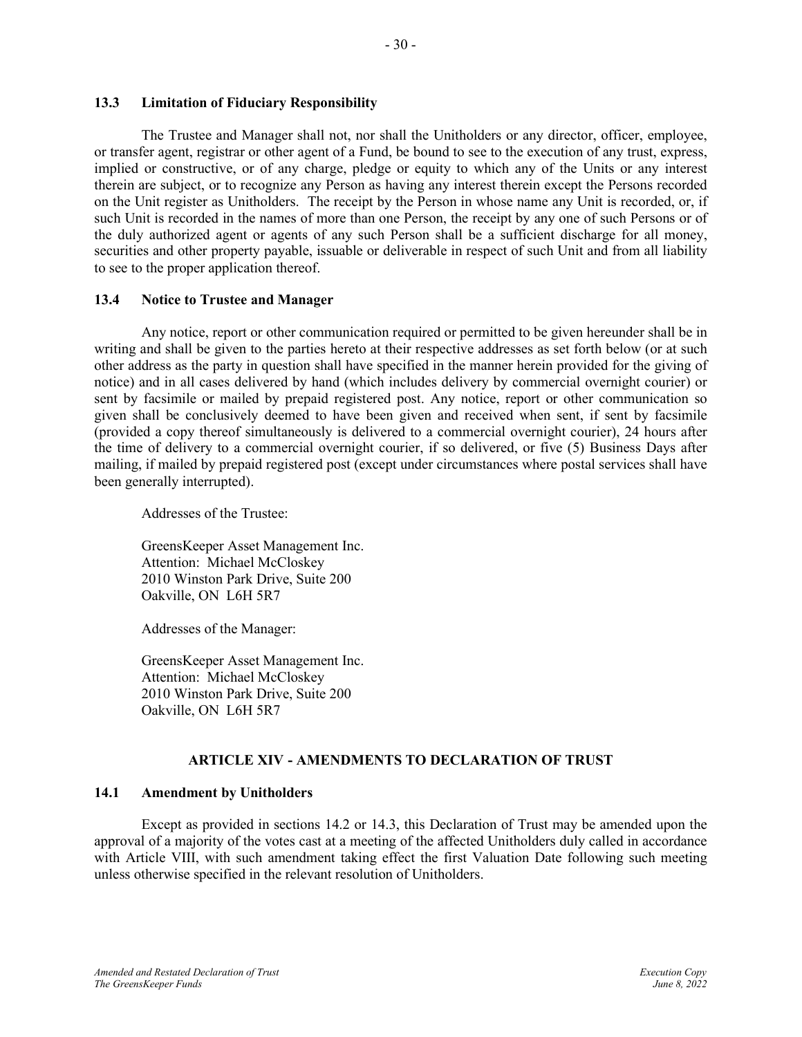### 13.3 Limitation of Fiduciary Responsibility

The Trustee and Manager shall not, nor shall the Unitholders or any director, officer, employee, or transfer agent, registrar or other agent of a Fund, be bound to see to the execution of any trust, express, implied or constructive, or of any charge, pledge or equity to which any of the Units or any interest therein are subject, or to recognize any Person as having any interest therein except the Persons recorded on the Unit register as Unitholders. The receipt by the Person in whose name any Unit is recorded, or, if such Unit is recorded in the names of more than one Person, the receipt by any one of such Persons or of the duly authorized agent or agents of any such Person shall be a sufficient discharge for all money, securities and other property payable, issuable or deliverable in respect of such Unit and from all liability to see to the proper application thereof.

### 13.4 Notice to Trustee and Manager

Any notice, report or other communication required or permitted to be given hereunder shall be in writing and shall be given to the parties hereto at their respective addresses as set forth below (or at such other address as the party in question shall have specified in the manner herein provided for the giving of notice) and in all cases delivered by hand (which includes delivery by commercial overnight courier) or sent by facsimile or mailed by prepaid registered post. Any notice, report or other communication so given shall be conclusively deemed to have been given and received when sent, if sent by facsimile (provided a copy thereof simultaneously is delivered to a commercial overnight courier), 24 hours after the time of delivery to a commercial overnight courier, if so delivered, or five (5) Business Days after mailing, if mailed by prepaid registered post (except under circumstances where postal services shall have been generally interrupted).

Addresses of the Trustee:

GreensKeeper Asset Management Inc.
Attention: Michael McCloskey
2010 Winston Park Drive, Suite 200
Oakville, ON L6H 5R7

Addresses of the Manager:

GreensKeeper Asset Management Inc.
Attention: Michael McCloskey
2010 Winston Park Drive, Suite 200
Oakville, ON L6H 5R7

## ARTICLE XIV - AMENDMENTS TO DECLARATION OF TRUST

### 14.1 Amendment by Unitholders

Except as provided in sections 14.2 or 14.3, this Declaration of Trust may be amended upon the approval of a majority of the votes cast at a meeting of the affected Unitholders duly called in accordance with Article VIII, with such amendment taking effect the first Valuation Date following such meeting unless otherwise specified in the relevant resolution of Unitholders.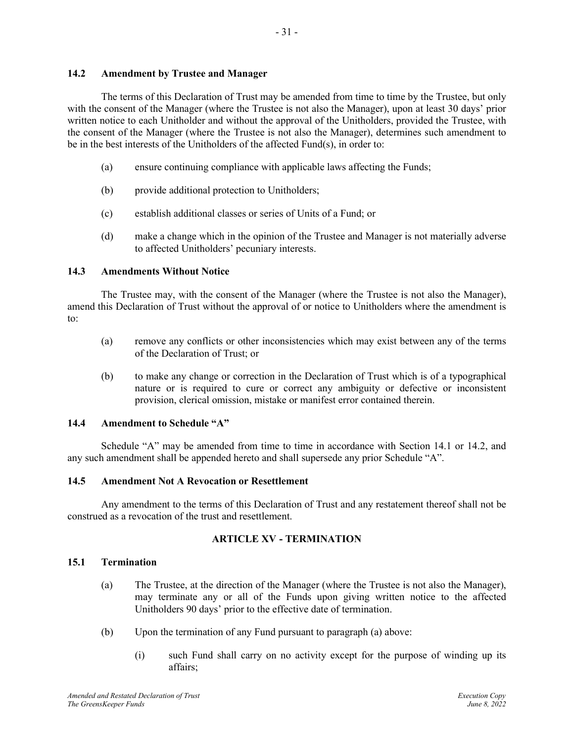### 14.2 Amendment by Trustee and Manager

The terms of this Declaration of Trust may be amended from time to time by the Trustee, but only with the consent of the Manager (where the Trustee is not also the Manager), upon at least 30 days' prior written notice to each Unitholder and without the approval of the Unitholders, provided the Trustee, with the consent of the Manager (where the Trustee is not also the Manager), determines such amendment to be in the best interests of the Unitholders of the affected Fund(s), in order to:

(a) ensure continuing compliance with applicable laws affecting the Funds;

(b) provide additional protection to Unitholders;

(c) establish additional classes or series of Units of a Fund; or

(d) make a change which in the opinion of the Trustee and Manager is not materially adverse to affected Unitholders' pecuniary interests.

### 14.3 Amendments Without Notice

The Trustee may, with the consent of the Manager (where the Trustee is not also the Manager), amend this Declaration of Trust without the approval of or notice to Unitholders where the amendment is to:

(a) remove any conflicts or other inconsistencies which may exist between any of the terms of the Declaration of Trust; or

(b) to make any change or correction in the Declaration of Trust which is of a typographical nature or is required to cure or correct any ambiguity or defective or inconsistent provision, clerical omission, mistake or manifest error contained therein.

### 14.4 Amendment to Schedule "A"

Schedule "A" may be amended from time to time in accordance with Section 14.1 or 14.2, and any such amendment shall be appended hereto and shall supersede any prior Schedule "A".

### 14.5 Amendment Not A Revocation or Resettlement

Any amendment to the terms of this Declaration of Trust and any restatement thereof shall not be construed as a revocation of the trust and resettlement.

## ARTICLE XV - TERMINATION

### 15.1 Termination

(a) The Trustee, at the direction of the Manager (where the Trustee is not also the Manager), may terminate any or all of the Funds upon giving written notice to the affected Unitholders 90 days' prior to the effective date of termination.

(b) Upon the termination of any Fund pursuant to paragraph (a) above:

(i) such Fund shall carry on no activity except for the purpose of winding up its affairs;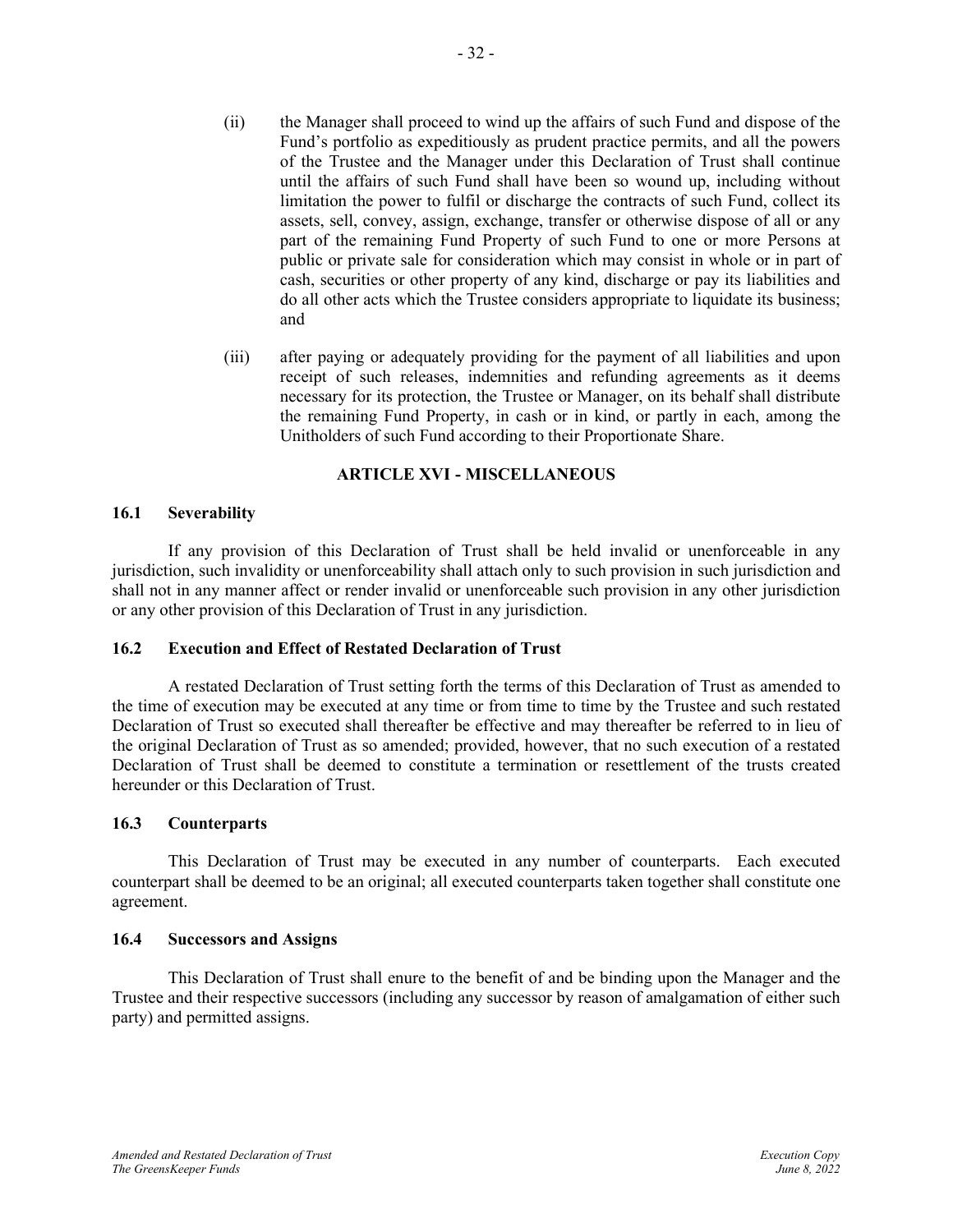(ii) the Manager shall proceed to wind up the affairs of such Fund and dispose of the Fund's portfolio as expeditiously as prudent practice permits, and all the powers of the Trustee and the Manager under this Declaration of Trust shall continue until the affairs of such Fund shall have been so wound up, including without limitation the power to fulfil or discharge the contracts of such Fund, collect its assets, sell, convey, assign, exchange, transfer or otherwise dispose of all or any part of the remaining Fund Property of such Fund to one or more Persons at public or private sale for consideration which may consist in whole or in part of cash, securities or other property of any kind, discharge or pay its liabilities and do all other acts which the Trustee considers appropriate to liquidate its business; and

(iii) after paying or adequately providing for the payment of all liabilities and upon receipt of such releases, indemnities and refunding agreements as it deems necessary for its protection, the Trustee or Manager, on its behalf shall distribute the remaining Fund Property, in cash or in kind, or partly in each, among the Unitholders of such Fund according to their Proportionate Share.

## ARTICLE XVI - MISCELLANEOUS

### 16.1 Severability

If any provision of this Declaration of Trust shall be held invalid or unenforceable in any jurisdiction, such invalidity or unenforceability shall attach only to such provision in such jurisdiction and shall not in any manner affect or render invalid or unenforceable such provision in any other jurisdiction or any other provision of this Declaration of Trust in any jurisdiction.

### 16.2 Execution and Effect of Restated Declaration of Trust

A restated Declaration of Trust setting forth the terms of this Declaration of Trust as amended to the time of execution may be executed at any time or from time to time by the Trustee and such restated Declaration of Trust so executed shall thereafter be effective and may thereafter be referred to in lieu of the original Declaration of Trust as so amended; provided, however, that no such execution of a restated Declaration of Trust shall be deemed to constitute a termination or resettlement of the trusts created hereunder or this Declaration of Trust.

### 16.3 Counterparts

This Declaration of Trust may be executed in any number of counterparts. Each executed counterpart shall be deemed to be an original; all executed counterparts taken together shall constitute one agreement.

### 16.4 Successors and Assigns

This Declaration of Trust shall enure to the benefit of and be binding upon the Manager and the Trustee and their respective successors (including any successor by reason of amalgamation of either such party) and permitted assigns.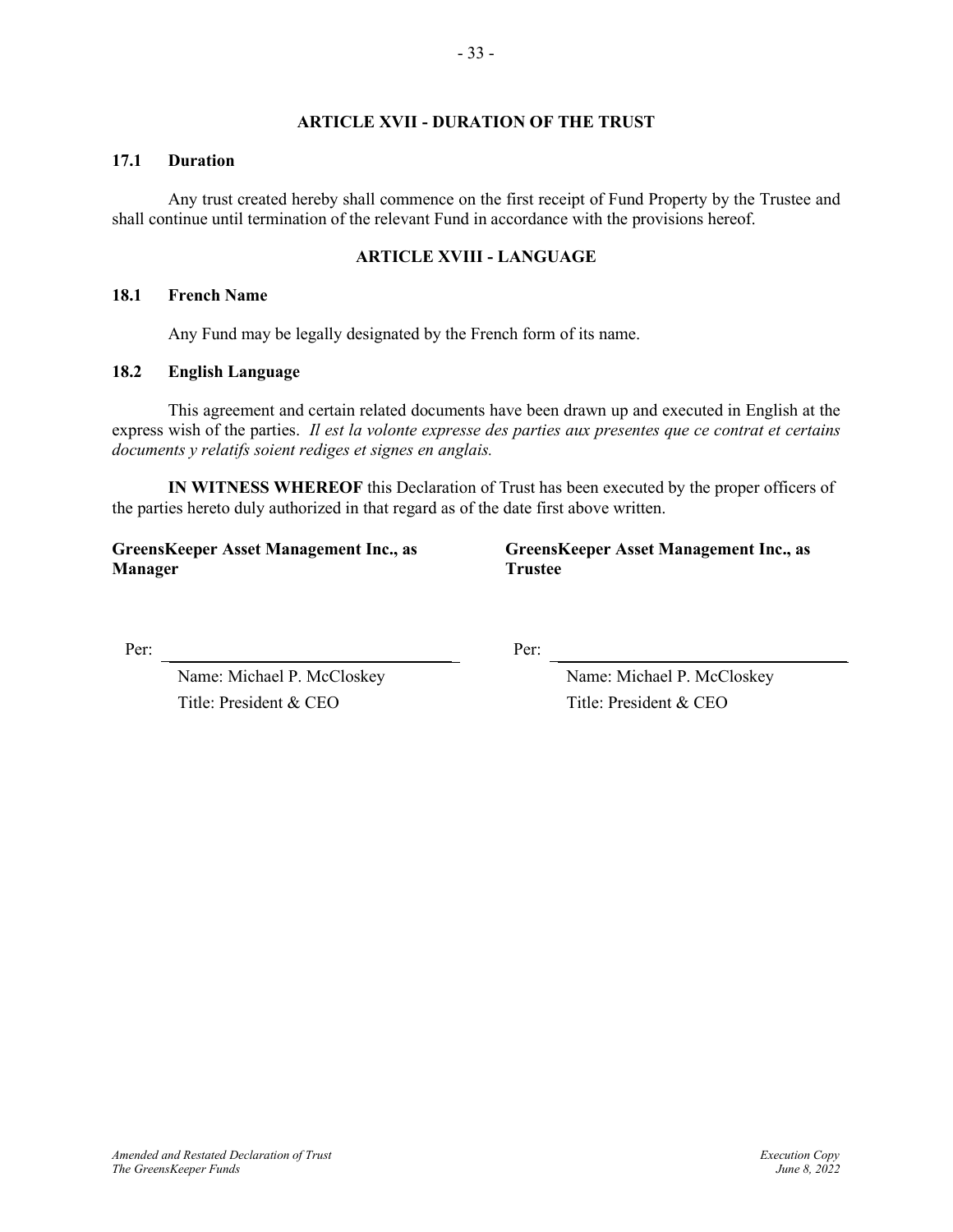## ARTICLE XVII - DURATION OF THE TRUST

### 17.1 Duration

Any trust created hereby shall commence on the first receipt of Fund Property by the Trustee and shall continue until termination of the relevant Fund in accordance with the provisions hereof.

## ARTICLE XVIII - LANGUAGE

### 18.1 French Name

Any Fund may be legally designated by the French form of its name.

### 18.2 English Language

This agreement and certain related documents have been drawn up and executed in English at the express wish of the parties. *Il est la volonte expresse des parties aux presentes que ce contrat et certains documents y relatifs soient rediges et signes en anglais.*

**IN WITNESS WHEREOF** this Declaration of Trust has been executed by the proper officers of the parties hereto duly authorized in that regard as of the date first above written.

**GreensKeeper Asset Management Inc., as Manager**

Per: ______________________________

Name: Michael P. McCloskey

Title: President & CEO

**GreensKeeper Asset Management Inc., as Trustee**

Per: ______________________________

Name: Michael P. McCloskey

Title: President & CEO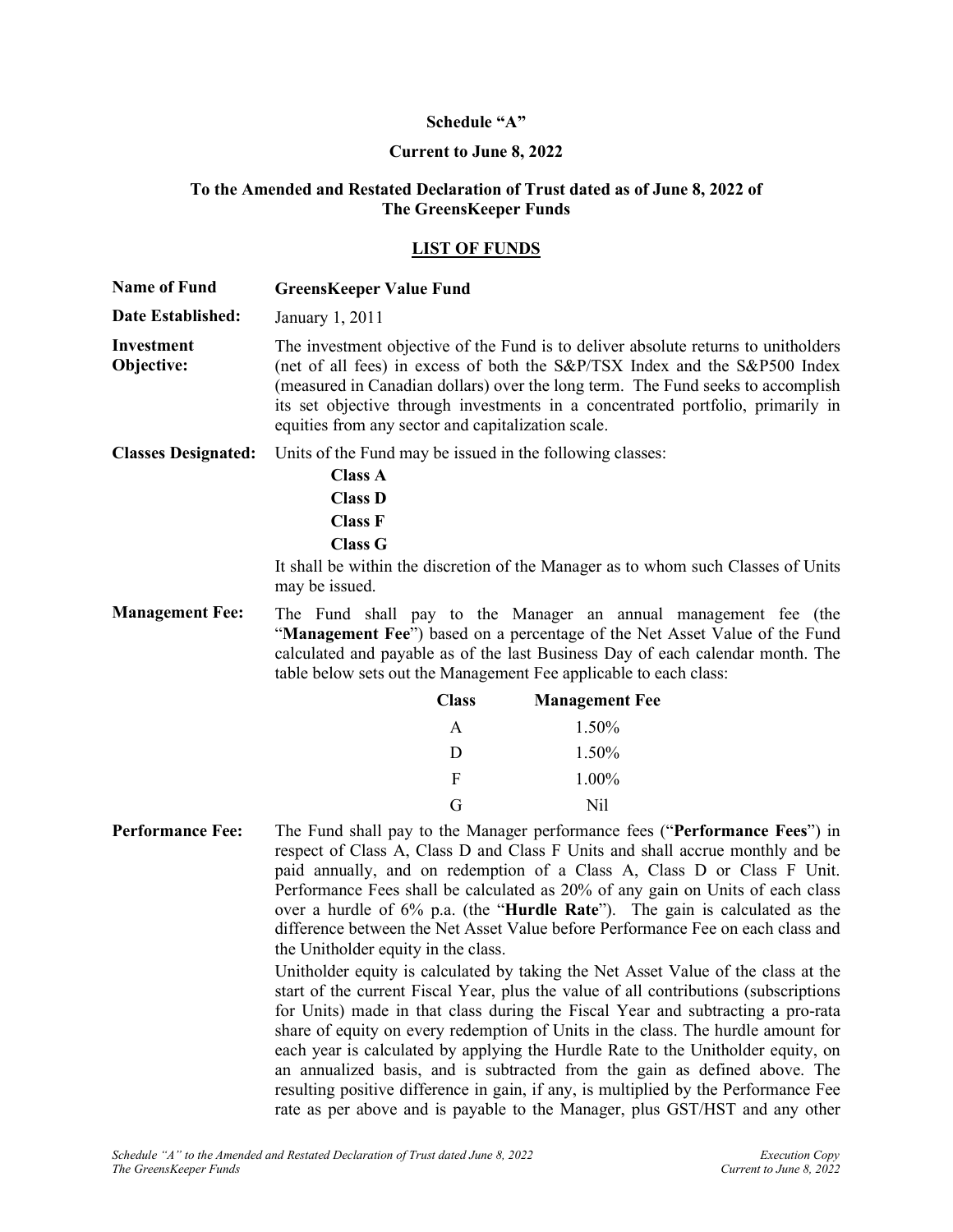**Schedule "A"**

**Current to June 8, 2022**

**To the Amended and Restated Declaration of Trust dated as of June 8, 2022 of The GreensKeeper Funds**

**LIST OF FUNDS**

**Name of Fund** **GreensKeeper Value Fund**

**Date Established:** January 1, 2011

**Investment Objective:** The investment objective of the Fund is to deliver absolute returns to unitholders (net of all fees) in excess of both the S&P/TSX Index and the S&P500 Index (measured in Canadian dollars) over the long term. The Fund seeks to accomplish its set objective through investments in a concentrated portfolio, primarily in equities from any sector and capitalization scale.

**Classes Designated:** Units of the Fund may be issued in the following classes:

- **Class A**
- **Class D**
- **Class F**
- **Class G**

It shall be within the discretion of the Manager as to whom such Classes of Units may be issued.

**Management Fee:** The Fund shall pay to the Manager an annual management fee (the "**Management Fee**") based on a percentage of the Net Asset Value of the Fund calculated and payable as of the last Business Day of each calendar month. The table below sets out the Management Fee applicable to each class:

| Class | Management Fee |
|---|---|
| A | 1.50% |
| D | 1.50% |
| F | 1.00% |
| G | Nil |

**Performance Fee:** The Fund shall pay to the Manager performance fees ("**Performance Fees**") in respect of Class A, Class D and Class F Units and shall accrue monthly and be paid annually, and on redemption of a Class A, Class D or Class F Unit. Performance Fees shall be calculated as 20% of any gain on Units of each class over a hurdle of 6% p.a. (the "**Hurdle Rate**"). The gain is calculated as the difference between the Net Asset Value before Performance Fee on each class and the Unitholder equity in the class.

Unitholder equity is calculated by taking the Net Asset Value of the class at the start of the current Fiscal Year, plus the value of all contributions (subscriptions for Units) made in that class during the Fiscal Year and subtracting a pro-rata share of equity on every redemption of Units in the class. The hurdle amount for each year is calculated by applying the Hurdle Rate to the Unitholder equity, on an annualized basis, and is subtracted from the gain as defined above. The resulting positive difference in gain, if any, is multiplied by the Performance Fee rate as per above and is payable to the Manager, plus GST/HST and any other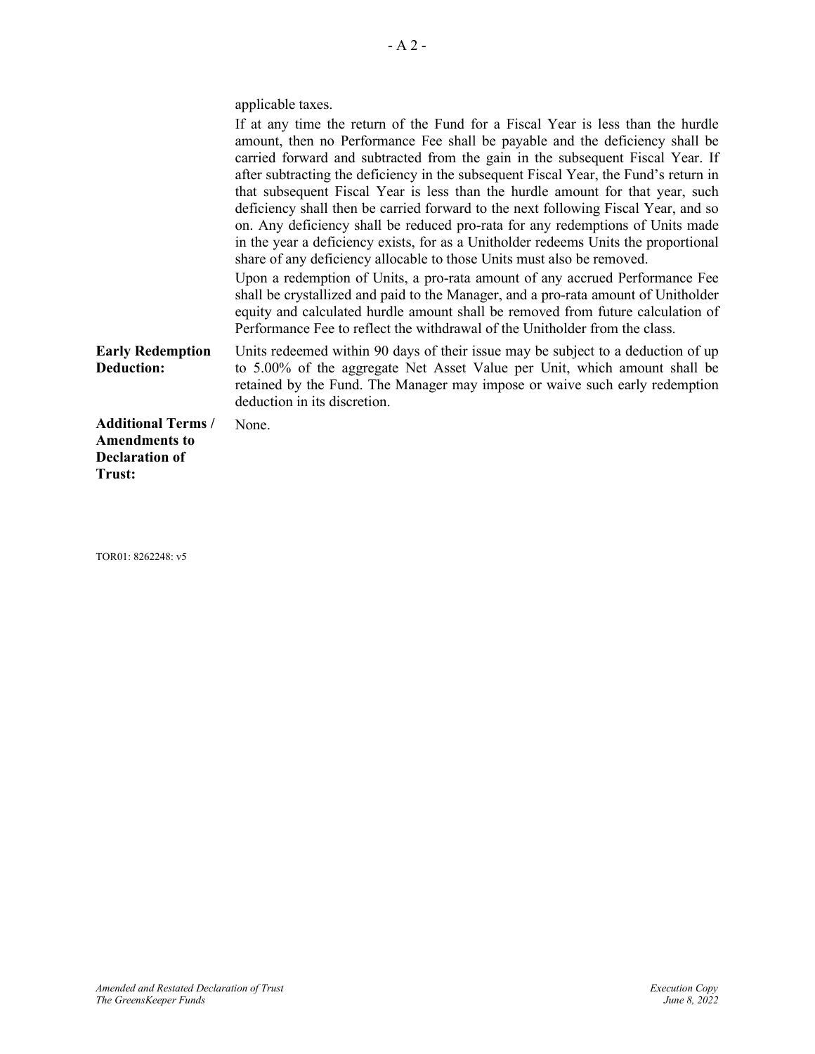applicable taxes.

If at any time the return of the Fund for a Fiscal Year is less than the hurdle amount, then no Performance Fee shall be payable and the deficiency shall be carried forward and subtracted from the gain in the subsequent Fiscal Year. If after subtracting the deficiency in the subsequent Fiscal Year, the Fund's return in that subsequent Fiscal Year is less than the hurdle amount for that year, such deficiency shall then be carried forward to the next following Fiscal Year, and so on. Any deficiency shall be reduced pro-rata for any redemptions of Units made in the year a deficiency exists, for as a Unitholder redeems Units the proportional share of any deficiency allocable to those Units must also be removed.

Upon a redemption of Units, a pro-rata amount of any accrued Performance Fee shall be crystallized and paid to the Manager, and a pro-rata amount of Unitholder equity and calculated hurdle amount shall be removed from future calculation of Performance Fee to reflect the withdrawal of the Unitholder from the class.

| | |
|---|---|
| **Early Redemption Deduction:** | Units redeemed within 90 days of their issue may be subject to a deduction of up to 5.00% of the aggregate Net Asset Value per Unit, which amount shall be retained by the Fund. The Manager may impose or waive such early redemption deduction in its discretion. |
| **Additional Terms / Amendments to Declaration of Trust:** | None. |

TOR01: 8262248: v5